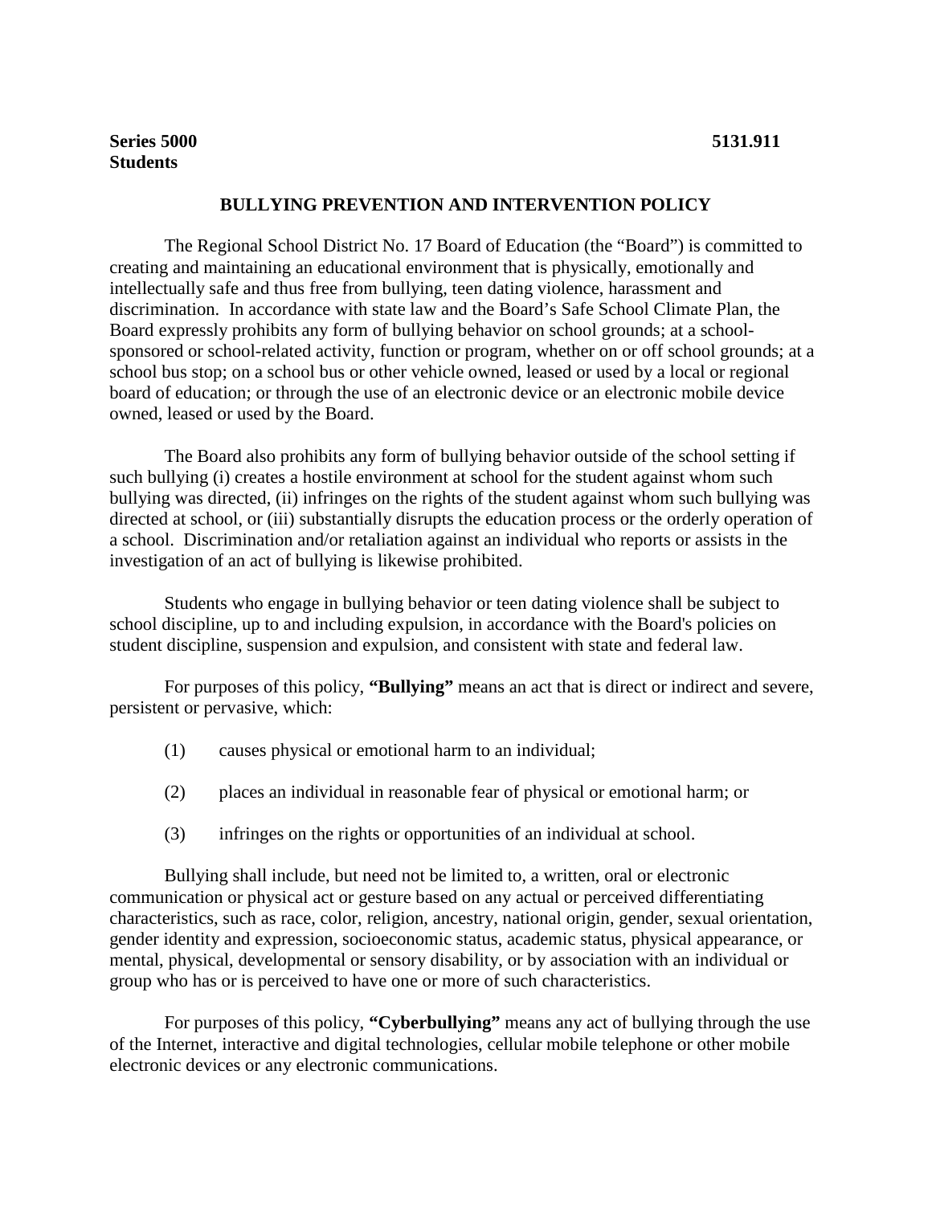**Series 5000** **5131.911**
**Students**

## BULLYING PREVENTION AND INTERVENTION POLICY

The Regional School District No. 17 Board of Education (the "Board") is committed to creating and maintaining an educational environment that is physically, emotionally and intellectually safe and thus free from bullying, teen dating violence, harassment and discrimination. In accordance with state law and the Board's Safe School Climate Plan, the Board expressly prohibits any form of bullying behavior on school grounds; at a school-sponsored or school-related activity, function or program, whether on or off school grounds; at a school bus stop; on a school bus or other vehicle owned, leased or used by a local or regional board of education; or through the use of an electronic device or an electronic mobile device owned, leased or used by the Board.

The Board also prohibits any form of bullying behavior outside of the school setting if such bullying (i) creates a hostile environment at school for the student against whom such bullying was directed, (ii) infringes on the rights of the student against whom such bullying was directed at school, or (iii) substantially disrupts the education process or the orderly operation of a school. Discrimination and/or retaliation against an individual who reports or assists in the investigation of an act of bullying is likewise prohibited.

Students who engage in bullying behavior or teen dating violence shall be subject to school discipline, up to and including expulsion, in accordance with the Board's policies on student discipline, suspension and expulsion, and consistent with state and federal law.

For purposes of this policy, **"Bullying"** means an act that is direct or indirect and severe, persistent or pervasive, which:

(1) causes physical or emotional harm to an individual;

(2) places an individual in reasonable fear of physical or emotional harm; or

(3) infringes on the rights or opportunities of an individual at school.

Bullying shall include, but need not be limited to, a written, oral or electronic communication or physical act or gesture based on any actual or perceived differentiating characteristics, such as race, color, religion, ancestry, national origin, gender, sexual orientation, gender identity and expression, socioeconomic status, academic status, physical appearance, or mental, physical, developmental or sensory disability, or by association with an individual or group who has or is perceived to have one or more of such characteristics.

For purposes of this policy, **"Cyberbullying"** means any act of bullying through the use of the Internet, interactive and digital technologies, cellular mobile telephone or other mobile electronic devices or any electronic communications.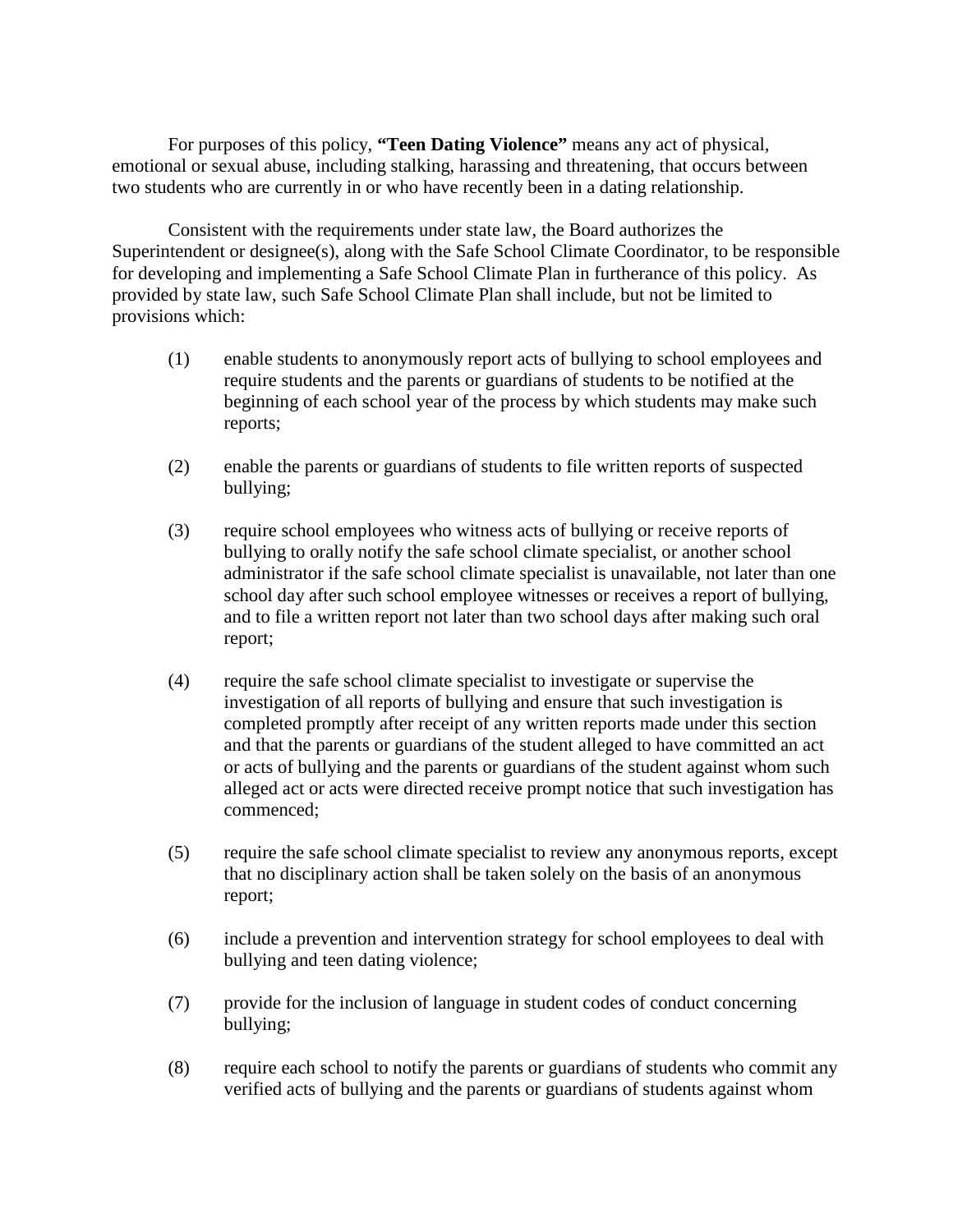For purposes of this policy, **"Teen Dating Violence"** means any act of physical, emotional or sexual abuse, including stalking, harassing and threatening, that occurs between two students who are currently in or who have recently been in a dating relationship.

Consistent with the requirements under state law, the Board authorizes the Superintendent or designee(s), along with the Safe School Climate Coordinator, to be responsible for developing and implementing a Safe School Climate Plan in furtherance of this policy. As provided by state law, such Safe School Climate Plan shall include, but not be limited to provisions which:

(1) enable students to anonymously report acts of bullying to school employees and require students and the parents or guardians of students to be notified at the beginning of each school year of the process by which students may make such reports;

(2) enable the parents or guardians of students to file written reports of suspected bullying;

(3) require school employees who witness acts of bullying or receive reports of bullying to orally notify the safe school climate specialist, or another school administrator if the safe school climate specialist is unavailable, not later than one school day after such school employee witnesses or receives a report of bullying, and to file a written report not later than two school days after making such oral report;

(4) require the safe school climate specialist to investigate or supervise the investigation of all reports of bullying and ensure that such investigation is completed promptly after receipt of any written reports made under this section and that the parents or guardians of the student alleged to have committed an act or acts of bullying and the parents or guardians of the student against whom such alleged act or acts were directed receive prompt notice that such investigation has commenced;

(5) require the safe school climate specialist to review any anonymous reports, except that no disciplinary action shall be taken solely on the basis of an anonymous report;

(6) include a prevention and intervention strategy for school employees to deal with bullying and teen dating violence;

(7) provide for the inclusion of language in student codes of conduct concerning bullying;

(8) require each school to notify the parents or guardians of students who commit any verified acts of bullying and the parents or guardians of students against whom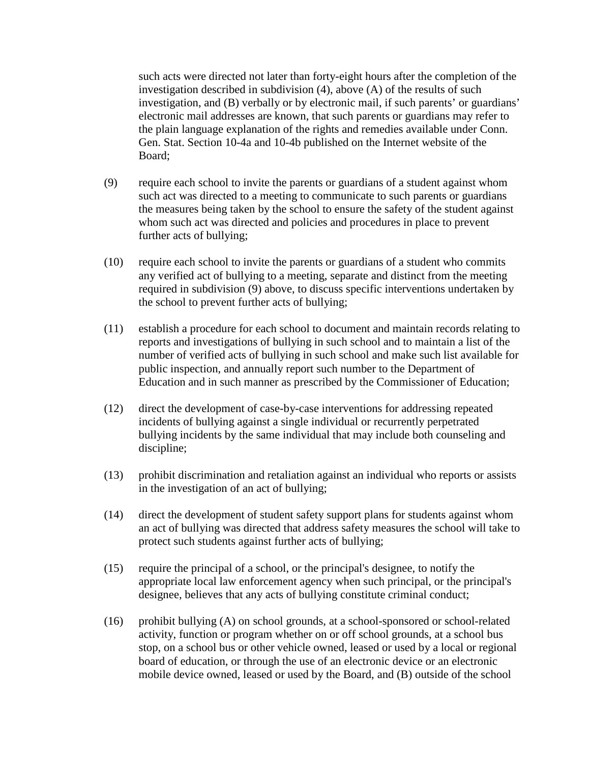such acts were directed not later than forty-eight hours after the completion of the investigation described in subdivision (4), above (A) of the results of such investigation, and (B) verbally or by electronic mail, if such parents' or guardians' electronic mail addresses are known, that such parents or guardians may refer to the plain language explanation of the rights and remedies available under Conn. Gen. Stat. Section 10-4a and 10-4b published on the Internet website of the Board;

(9) require each school to invite the parents or guardians of a student against whom such act was directed to a meeting to communicate to such parents or guardians the measures being taken by the school to ensure the safety of the student against whom such act was directed and policies and procedures in place to prevent further acts of bullying;

(10) require each school to invite the parents or guardians of a student who commits any verified act of bullying to a meeting, separate and distinct from the meeting required in subdivision (9) above, to discuss specific interventions undertaken by the school to prevent further acts of bullying;

(11) establish a procedure for each school to document and maintain records relating to reports and investigations of bullying in such school and to maintain a list of the number of verified acts of bullying in such school and make such list available for public inspection, and annually report such number to the Department of Education and in such manner as prescribed by the Commissioner of Education;

(12) direct the development of case-by-case interventions for addressing repeated incidents of bullying against a single individual or recurrently perpetrated bullying incidents by the same individual that may include both counseling and discipline;

(13) prohibit discrimination and retaliation against an individual who reports or assists in the investigation of an act of bullying;

(14) direct the development of student safety support plans for students against whom an act of bullying was directed that address safety measures the school will take to protect such students against further acts of bullying;

(15) require the principal of a school, or the principal's designee, to notify the appropriate local law enforcement agency when such principal, or the principal's designee, believes that any acts of bullying constitute criminal conduct;

(16) prohibit bullying (A) on school grounds, at a school-sponsored or school-related activity, function or program whether on or off school grounds, at a school bus stop, on a school bus or other vehicle owned, leased or used by a local or regional board of education, or through the use of an electronic device or an electronic mobile device owned, leased or used by the Board, and (B) outside of the school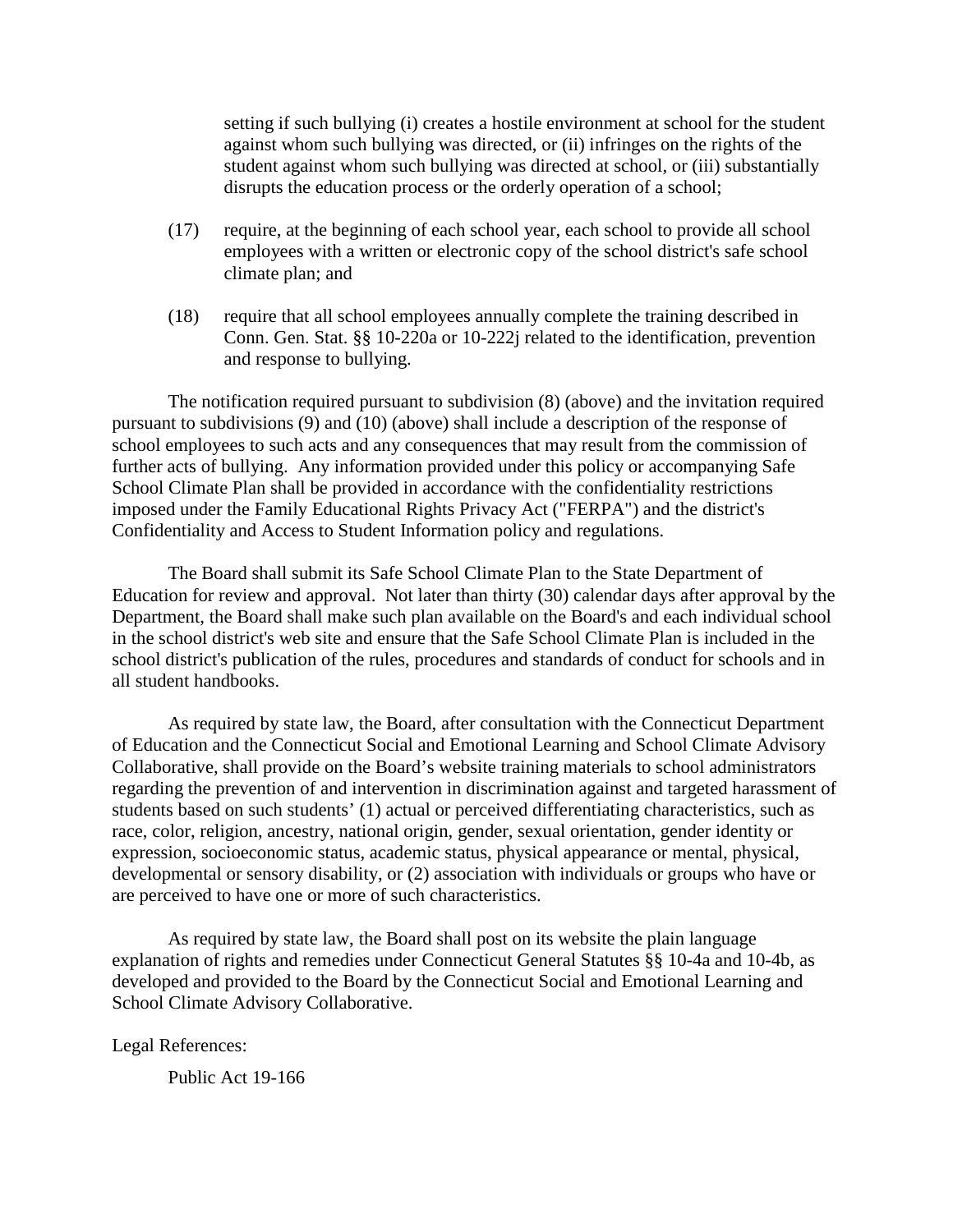setting if such bullying (i) creates a hostile environment at school for the student against whom such bullying was directed, or (ii) infringes on the rights of the student against whom such bullying was directed at school, or (iii) substantially disrupts the education process or the orderly operation of a school;

(17) require, at the beginning of each school year, each school to provide all school employees with a written or electronic copy of the school district's safe school climate plan; and

(18) require that all school employees annually complete the training described in Conn. Gen. Stat. §§ 10-220a or 10-222j related to the identification, prevention and response to bullying.

The notification required pursuant to subdivision (8) (above) and the invitation required pursuant to subdivisions (9) and (10) (above) shall include a description of the response of school employees to such acts and any consequences that may result from the commission of further acts of bullying. Any information provided under this policy or accompanying Safe School Climate Plan shall be provided in accordance with the confidentiality restrictions imposed under the Family Educational Rights Privacy Act ("FERPA") and the district's Confidentiality and Access to Student Information policy and regulations.

The Board shall submit its Safe School Climate Plan to the State Department of Education for review and approval. Not later than thirty (30) calendar days after approval by the Department, the Board shall make such plan available on the Board's and each individual school in the school district's web site and ensure that the Safe School Climate Plan is included in the school district's publication of the rules, procedures and standards of conduct for schools and in all student handbooks.

As required by state law, the Board, after consultation with the Connecticut Department of Education and the Connecticut Social and Emotional Learning and School Climate Advisory Collaborative, shall provide on the Board's website training materials to school administrators regarding the prevention of and intervention in discrimination against and targeted harassment of students based on such students' (1) actual or perceived differentiating characteristics, such as race, color, religion, ancestry, national origin, gender, sexual orientation, gender identity or expression, socioeconomic status, academic status, physical appearance or mental, physical, developmental or sensory disability, or (2) association with individuals or groups who have or are perceived to have one or more of such characteristics.

As required by state law, the Board shall post on its website the plain language explanation of rights and remedies under Connecticut General Statutes §§ 10-4a and 10-4b, as developed and provided to the Board by the Connecticut Social and Emotional Learning and School Climate Advisory Collaborative.

Legal References:

Public Act 19-166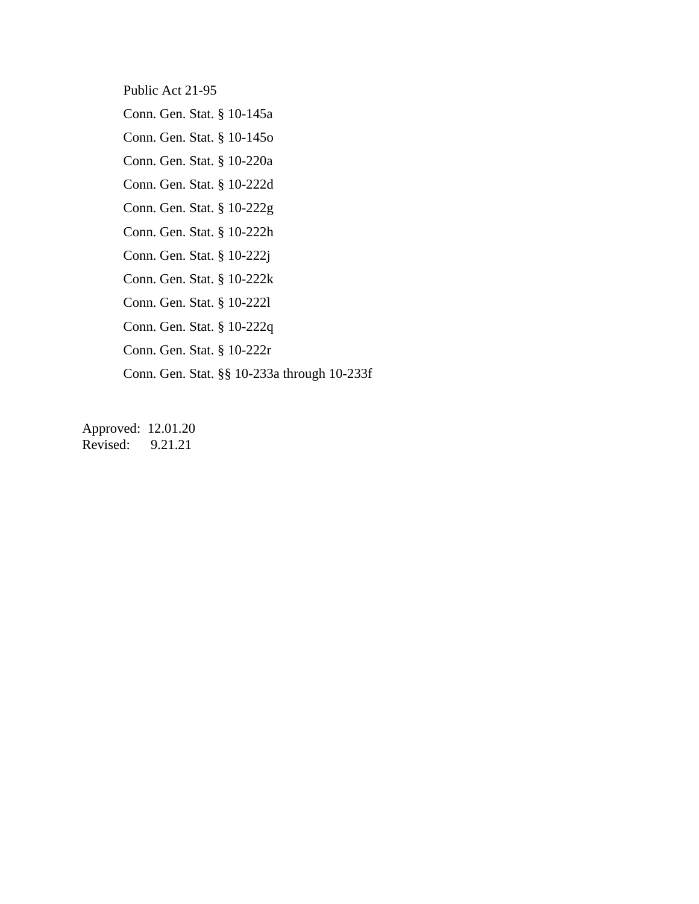Public Act 21-95

Conn. Gen. Stat. § 10-145a

Conn. Gen. Stat. § 10-145o

Conn. Gen. Stat. § 10-220a

Conn. Gen. Stat. § 10-222d

Conn. Gen. Stat. § 10-222g

Conn. Gen. Stat. § 10-222h

Conn. Gen. Stat. § 10-222j

Conn. Gen. Stat. § 10-222k

Conn. Gen. Stat. § 10-222l

Conn. Gen. Stat. § 10-222q

Conn. Gen. Stat. § 10-222r

Conn. Gen. Stat. §§ 10-233a through 10-233f

Approved: 12.01.20
Revised: 9.21.21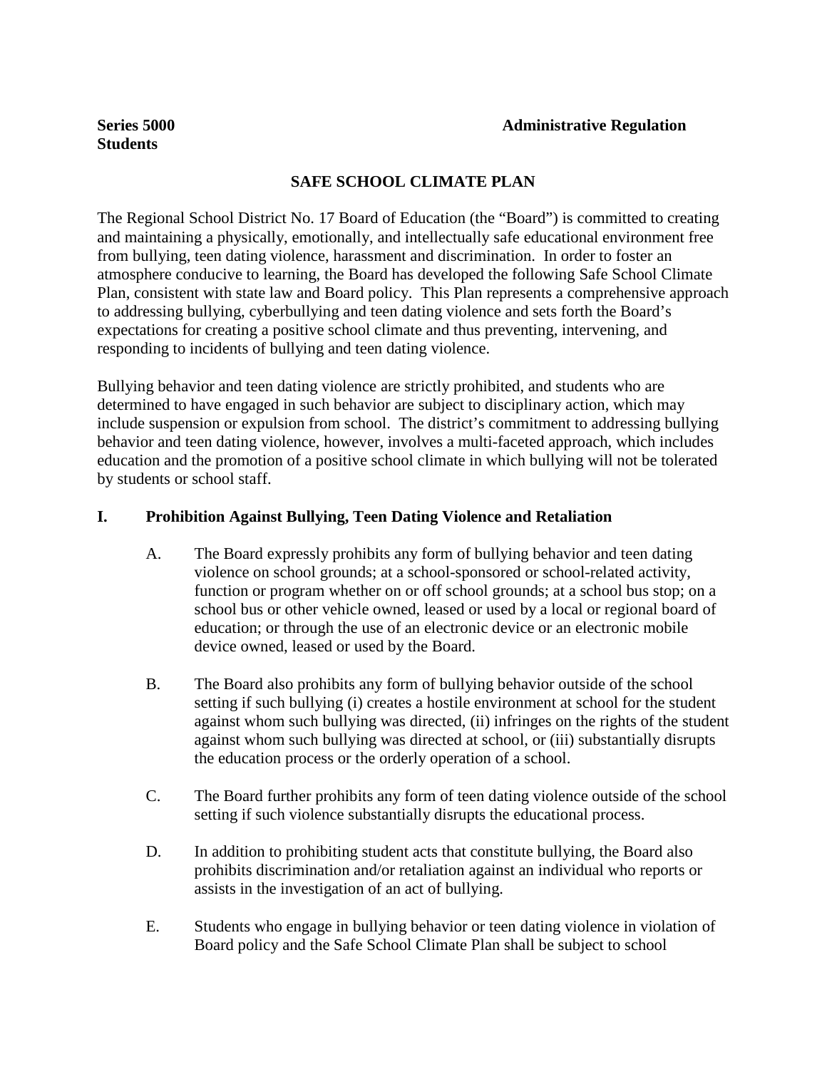**Series 5000**
**Students**

**Administrative Regulation**

## SAFE SCHOOL CLIMATE PLAN

The Regional School District No. 17 Board of Education (the "Board") is committed to creating and maintaining a physically, emotionally, and intellectually safe educational environment free from bullying, teen dating violence, harassment and discrimination. In order to foster an atmosphere conducive to learning, the Board has developed the following Safe School Climate Plan, consistent with state law and Board policy. This Plan represents a comprehensive approach to addressing bullying, cyberbullying and teen dating violence and sets forth the Board's expectations for creating a positive school climate and thus preventing, intervening, and responding to incidents of bullying and teen dating violence.

Bullying behavior and teen dating violence are strictly prohibited, and students who are determined to have engaged in such behavior are subject to disciplinary action, which may include suspension or expulsion from school. The district's commitment to addressing bullying behavior and teen dating violence, however, involves a multi-faceted approach, which includes education and the promotion of a positive school climate in which bullying will not be tolerated by students or school staff.

### I. Prohibition Against Bullying, Teen Dating Violence and Retaliation

A. The Board expressly prohibits any form of bullying behavior and teen dating violence on school grounds; at a school-sponsored or school-related activity, function or program whether on or off school grounds; at a school bus stop; on a school bus or other vehicle owned, leased or used by a local or regional board of education; or through the use of an electronic device or an electronic mobile device owned, leased or used by the Board.

B. The Board also prohibits any form of bullying behavior outside of the school setting if such bullying (i) creates a hostile environment at school for the student against whom such bullying was directed, (ii) infringes on the rights of the student against whom such bullying was directed at school, or (iii) substantially disrupts the education process or the orderly operation of a school.

C. The Board further prohibits any form of teen dating violence outside of the school setting if such violence substantially disrupts the educational process.

D. In addition to prohibiting student acts that constitute bullying, the Board also prohibits discrimination and/or retaliation against an individual who reports or assists in the investigation of an act of bullying.

E. Students who engage in bullying behavior or teen dating violence in violation of Board policy and the Safe School Climate Plan shall be subject to school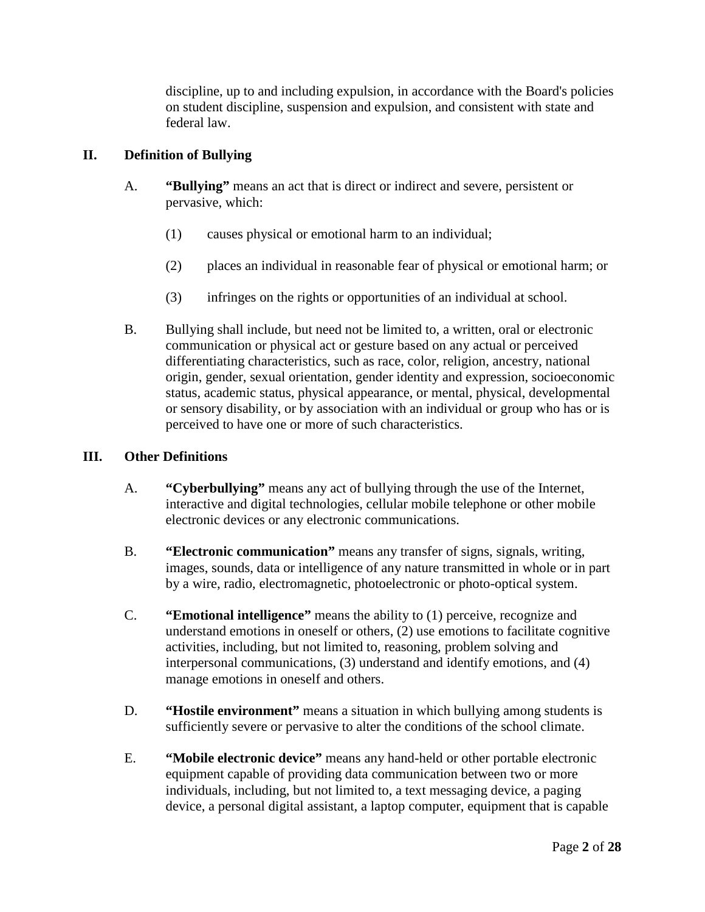discipline, up to and including expulsion, in accordance with the Board's policies on student discipline, suspension and expulsion, and consistent with state and federal law.

## II. Definition of Bullying

A. **"Bullying"** means an act that is direct or indirect and severe, persistent or pervasive, which:

(1) causes physical or emotional harm to an individual;

(2) places an individual in reasonable fear of physical or emotional harm; or

(3) infringes on the rights or opportunities of an individual at school.

B. Bullying shall include, but need not be limited to, a written, oral or electronic communication or physical act or gesture based on any actual or perceived differentiating characteristics, such as race, color, religion, ancestry, national origin, gender, sexual orientation, gender identity and expression, socioeconomic status, academic status, physical appearance, or mental, physical, developmental or sensory disability, or by association with an individual or group who has or is perceived to have one or more of such characteristics.

## III. Other Definitions

A. **"Cyberbullying"** means any act of bullying through the use of the Internet, interactive and digital technologies, cellular mobile telephone or other mobile electronic devices or any electronic communications.

B. **"Electronic communication"** means any transfer of signs, signals, writing, images, sounds, data or intelligence of any nature transmitted in whole or in part by a wire, radio, electromagnetic, photoelectronic or photo-optical system.

C. **"Emotional intelligence"** means the ability to (1) perceive, recognize and understand emotions in oneself or others, (2) use emotions to facilitate cognitive activities, including, but not limited to, reasoning, problem solving and interpersonal communications, (3) understand and identify emotions, and (4) manage emotions in oneself and others.

D. **"Hostile environment"** means a situation in which bullying among students is sufficiently severe or pervasive to alter the conditions of the school climate.

E. **"Mobile electronic device"** means any hand-held or other portable electronic equipment capable of providing data communication between two or more individuals, including, but not limited to, a text messaging device, a paging device, a personal digital assistant, a laptop computer, equipment that is capable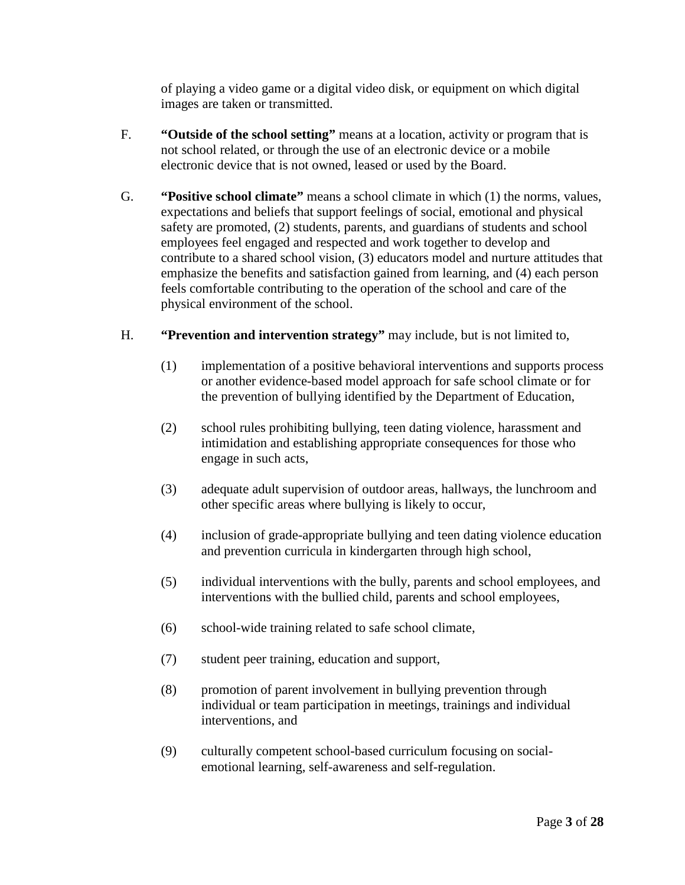of playing a video game or a digital video disk, or equipment on which digital images are taken or transmitted.

F. **"Outside of the school setting"** means at a location, activity or program that is not school related, or through the use of an electronic device or a mobile electronic device that is not owned, leased or used by the Board.

G. **"Positive school climate"** means a school climate in which (1) the norms, values, expectations and beliefs that support feelings of social, emotional and physical safety are promoted, (2) students, parents, and guardians of students and school employees feel engaged and respected and work together to develop and contribute to a shared school vision, (3) educators model and nurture attitudes that emphasize the benefits and satisfaction gained from learning, and (4) each person feels comfortable contributing to the operation of the school and care of the physical environment of the school.

H. **"Prevention and intervention strategy"** may include, but is not limited to,

(1) implementation of a positive behavioral interventions and supports process or another evidence-based model approach for safe school climate or for the prevention of bullying identified by the Department of Education,

(2) school rules prohibiting bullying, teen dating violence, harassment and intimidation and establishing appropriate consequences for those who engage in such acts,

(3) adequate adult supervision of outdoor areas, hallways, the lunchroom and other specific areas where bullying is likely to occur,

(4) inclusion of grade-appropriate bullying and teen dating violence education and prevention curricula in kindergarten through high school,

(5) individual interventions with the bully, parents and school employees, and interventions with the bullied child, parents and school employees,

(6) school-wide training related to safe school climate,

(7) student peer training, education and support,

(8) promotion of parent involvement in bullying prevention through individual or team participation in meetings, trainings and individual interventions, and

(9) culturally competent school-based curriculum focusing on social-emotional learning, self-awareness and self-regulation.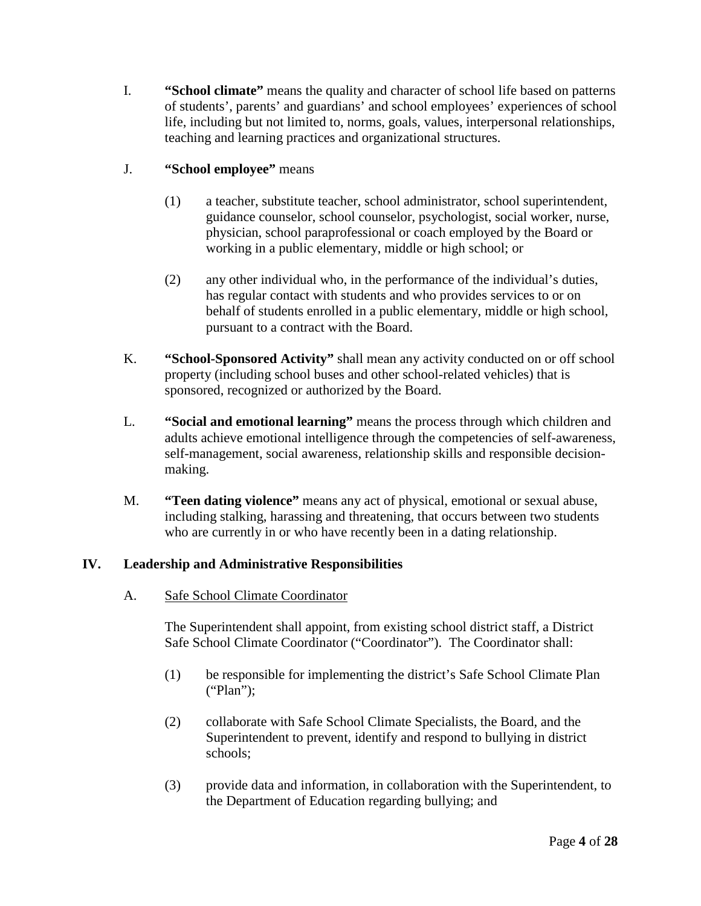I. **"School climate"** means the quality and character of school life based on patterns of students', parents' and guardians' and school employees' experiences of school life, including but not limited to, norms, goals, values, interpersonal relationships, teaching and learning practices and organizational structures.

J. **"School employee"** means

(1) a teacher, substitute teacher, school administrator, school superintendent, guidance counselor, school counselor, psychologist, social worker, nurse, physician, school paraprofessional or coach employed by the Board or working in a public elementary, middle or high school; or

(2) any other individual who, in the performance of the individual's duties, has regular contact with students and who provides services to or on behalf of students enrolled in a public elementary, middle or high school, pursuant to a contract with the Board.

K. **"School-Sponsored Activity"** shall mean any activity conducted on or off school property (including school buses and other school-related vehicles) that is sponsored, recognized or authorized by the Board.

L. **"Social and emotional learning"** means the process through which children and adults achieve emotional intelligence through the competencies of self-awareness, self-management, social awareness, relationship skills and responsible decision-making.

M. **"Teen dating violence"** means any act of physical, emotional or sexual abuse, including stalking, harassing and threatening, that occurs between two students who are currently in or who have recently been in a dating relationship.

## IV. Leadership and Administrative Responsibilities

A. Safe School Climate Coordinator

The Superintendent shall appoint, from existing school district staff, a District Safe School Climate Coordinator ("Coordinator"). The Coordinator shall:

(1) be responsible for implementing the district's Safe School Climate Plan ("Plan");

(2) collaborate with Safe School Climate Specialists, the Board, and the Superintendent to prevent, identify and respond to bullying in district schools;

(3) provide data and information, in collaboration with the Superintendent, to the Department of Education regarding bullying; and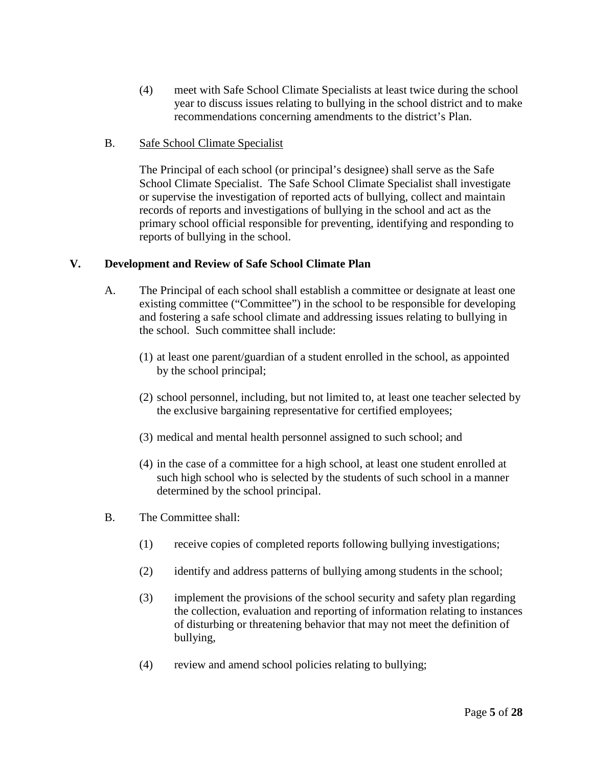(4) meet with Safe School Climate Specialists at least twice during the school year to discuss issues relating to bullying in the school district and to make recommendations concerning amendments to the district's Plan.

B. Safe School Climate Specialist

The Principal of each school (or principal's designee) shall serve as the Safe School Climate Specialist. The Safe School Climate Specialist shall investigate or supervise the investigation of reported acts of bullying, collect and maintain records of reports and investigations of bullying in the school and act as the primary school official responsible for preventing, identifying and responding to reports of bullying in the school.

## V. Development and Review of Safe School Climate Plan

A. The Principal of each school shall establish a committee or designate at least one existing committee ("Committee") in the school to be responsible for developing and fostering a safe school climate and addressing issues relating to bullying in the school. Such committee shall include:

(1) at least one parent/guardian of a student enrolled in the school, as appointed by the school principal;

(2) school personnel, including, but not limited to, at least one teacher selected by the exclusive bargaining representative for certified employees;

(3) medical and mental health personnel assigned to such school; and

(4) in the case of a committee for a high school, at least one student enrolled at such high school who is selected by the students of such school in a manner determined by the school principal.

B. The Committee shall:

(1) receive copies of completed reports following bullying investigations;

(2) identify and address patterns of bullying among students in the school;

(3) implement the provisions of the school security and safety plan regarding the collection, evaluation and reporting of information relating to instances of disturbing or threatening behavior that may not meet the definition of bullying,

(4) review and amend school policies relating to bullying;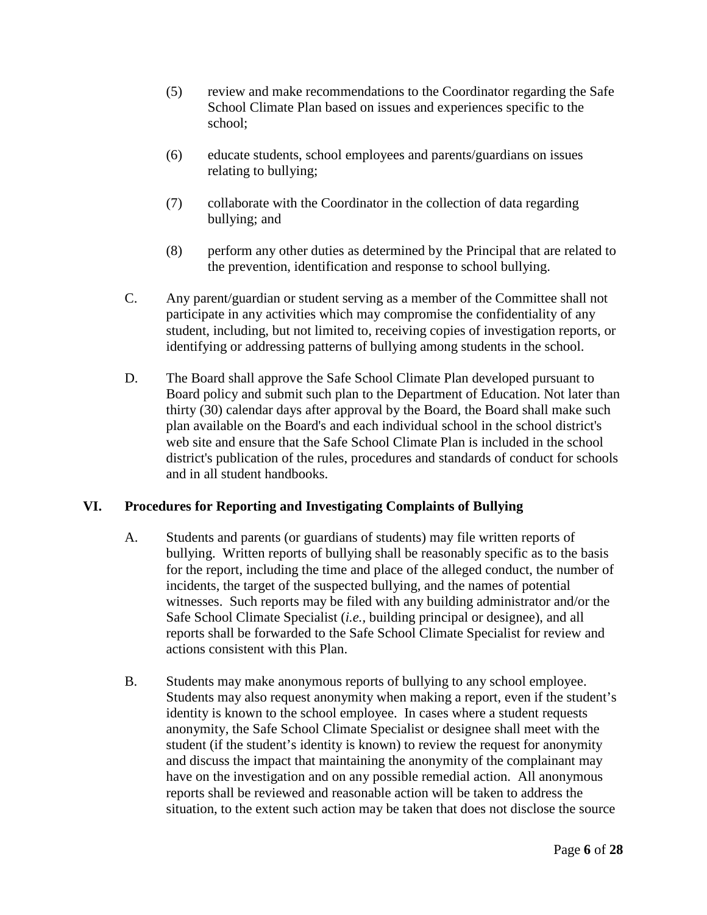(5) review and make recommendations to the Coordinator regarding the Safe School Climate Plan based on issues and experiences specific to the school;

(6) educate students, school employees and parents/guardians on issues relating to bullying;

(7) collaborate with the Coordinator in the collection of data regarding bullying; and

(8) perform any other duties as determined by the Principal that are related to the prevention, identification and response to school bullying.

C. Any parent/guardian or student serving as a member of the Committee shall not participate in any activities which may compromise the confidentiality of any student, including, but not limited to, receiving copies of investigation reports, or identifying or addressing patterns of bullying among students in the school.

D. The Board shall approve the Safe School Climate Plan developed pursuant to Board policy and submit such plan to the Department of Education. Not later than thirty (30) calendar days after approval by the Board, the Board shall make such plan available on the Board's and each individual school in the school district's web site and ensure that the Safe School Climate Plan is included in the school district's publication of the rules, procedures and standards of conduct for schools and in all student handbooks.

## VI. Procedures for Reporting and Investigating Complaints of Bullying

A. Students and parents (or guardians of students) may file written reports of bullying. Written reports of bullying shall be reasonably specific as to the basis for the report, including the time and place of the alleged conduct, the number of incidents, the target of the suspected bullying, and the names of potential witnesses. Such reports may be filed with any building administrator and/or the Safe School Climate Specialist (*i.e.,* building principal or designee), and all reports shall be forwarded to the Safe School Climate Specialist for review and actions consistent with this Plan.

B. Students may make anonymous reports of bullying to any school employee. Students may also request anonymity when making a report, even if the student's identity is known to the school employee. In cases where a student requests anonymity, the Safe School Climate Specialist or designee shall meet with the student (if the student's identity is known) to review the request for anonymity and discuss the impact that maintaining the anonymity of the complainant may have on the investigation and on any possible remedial action. All anonymous reports shall be reviewed and reasonable action will be taken to address the situation, to the extent such action may be taken that does not disclose the source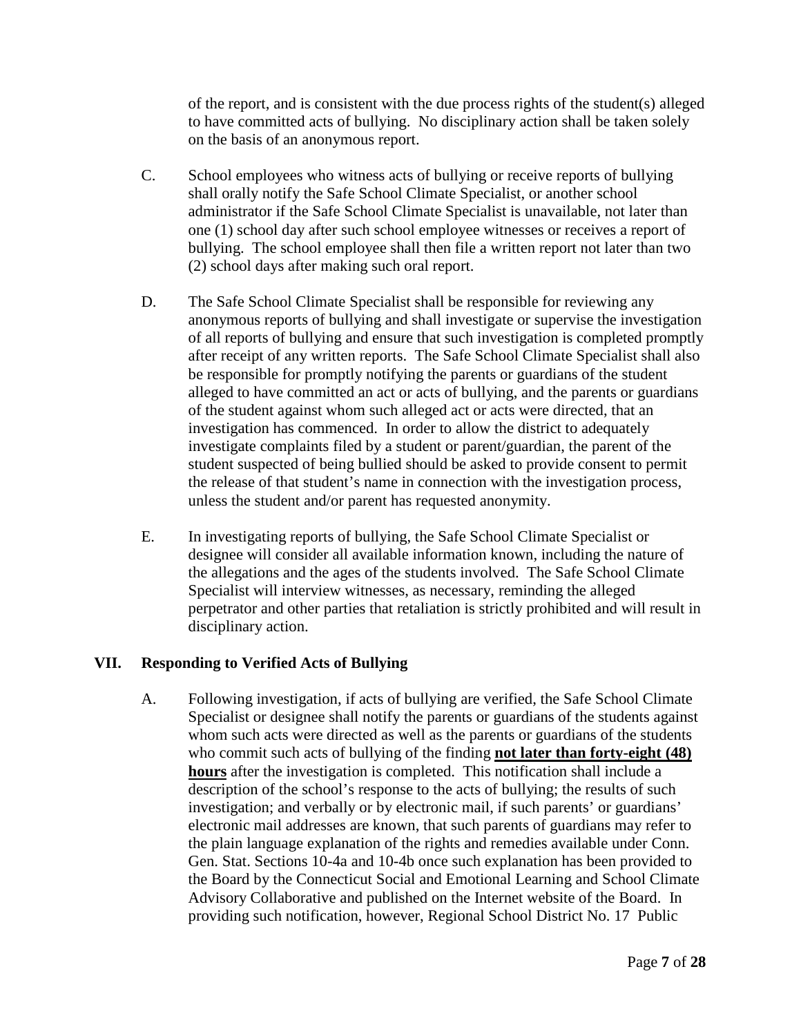of the report, and is consistent with the due process rights of the student(s) alleged to have committed acts of bullying. No disciplinary action shall be taken solely on the basis of an anonymous report.

C. School employees who witness acts of bullying or receive reports of bullying shall orally notify the Safe School Climate Specialist, or another school administrator if the Safe School Climate Specialist is unavailable, not later than one (1) school day after such school employee witnesses or receives a report of bullying. The school employee shall then file a written report not later than two (2) school days after making such oral report.

D. The Safe School Climate Specialist shall be responsible for reviewing any anonymous reports of bullying and shall investigate or supervise the investigation of all reports of bullying and ensure that such investigation is completed promptly after receipt of any written reports. The Safe School Climate Specialist shall also be responsible for promptly notifying the parents or guardians of the student alleged to have committed an act or acts of bullying, and the parents or guardians of the student against whom such alleged act or acts were directed, that an investigation has commenced. In order to allow the district to adequately investigate complaints filed by a student or parent/guardian, the parent of the student suspected of being bullied should be asked to provide consent to permit the release of that student's name in connection with the investigation process, unless the student and/or parent has requested anonymity.

E. In investigating reports of bullying, the Safe School Climate Specialist or designee will consider all available information known, including the nature of the allegations and the ages of the students involved. The Safe School Climate Specialist will interview witnesses, as necessary, reminding the alleged perpetrator and other parties that retaliation is strictly prohibited and will result in disciplinary action.

## VII. Responding to Verified Acts of Bullying

A. Following investigation, if acts of bullying are verified, the Safe School Climate Specialist or designee shall notify the parents or guardians of the students against whom such acts were directed as well as the parents or guardians of the students who commit such acts of bullying of the finding **<u>not later than forty-eight (48) hours</u>** after the investigation is completed. This notification shall include a description of the school's response to the acts of bullying; the results of such investigation; and verbally or by electronic mail, if such parents' or guardians' electronic mail addresses are known, that such parents of guardians may refer to the plain language explanation of the rights and remedies available under Conn. Gen. Stat. Sections 10-4a and 10-4b once such explanation has been provided to the Board by the Connecticut Social and Emotional Learning and School Climate Advisory Collaborative and published on the Internet website of the Board. In providing such notification, however, Regional School District No. 17 Public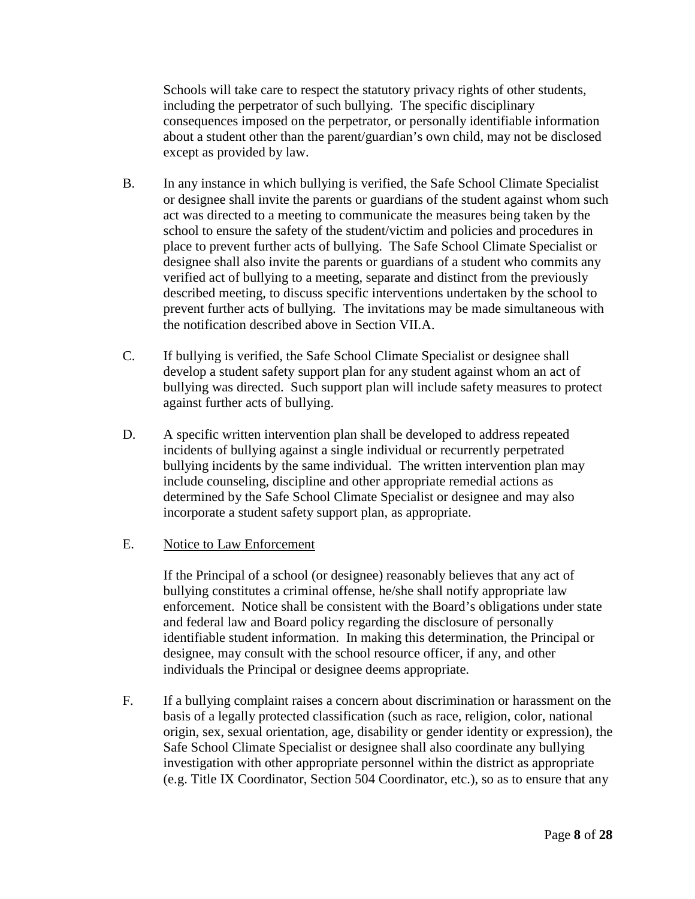Schools will take care to respect the statutory privacy rights of other students, including the perpetrator of such bullying. The specific disciplinary consequences imposed on the perpetrator, or personally identifiable information about a student other than the parent/guardian's own child, may not be disclosed except as provided by law.

B. In any instance in which bullying is verified, the Safe School Climate Specialist or designee shall invite the parents or guardians of the student against whom such act was directed to a meeting to communicate the measures being taken by the school to ensure the safety of the student/victim and policies and procedures in place to prevent further acts of bullying. The Safe School Climate Specialist or designee shall also invite the parents or guardians of a student who commits any verified act of bullying to a meeting, separate and distinct from the previously described meeting, to discuss specific interventions undertaken by the school to prevent further acts of bullying. The invitations may be made simultaneous with the notification described above in Section VII.A.

C. If bullying is verified, the Safe School Climate Specialist or designee shall develop a student safety support plan for any student against whom an act of bullying was directed. Such support plan will include safety measures to protect against further acts of bullying.

D. A specific written intervention plan shall be developed to address repeated incidents of bullying against a single individual or recurrently perpetrated bullying incidents by the same individual. The written intervention plan may include counseling, discipline and other appropriate remedial actions as determined by the Safe School Climate Specialist or designee and may also incorporate a student safety support plan, as appropriate.

E. Notice to Law Enforcement

If the Principal of a school (or designee) reasonably believes that any act of bullying constitutes a criminal offense, he/she shall notify appropriate law enforcement. Notice shall be consistent with the Board's obligations under state and federal law and Board policy regarding the disclosure of personally identifiable student information. In making this determination, the Principal or designee, may consult with the school resource officer, if any, and other individuals the Principal or designee deems appropriate.

F. If a bullying complaint raises a concern about discrimination or harassment on the basis of a legally protected classification (such as race, religion, color, national origin, sex, sexual orientation, age, disability or gender identity or expression), the Safe School Climate Specialist or designee shall also coordinate any bullying investigation with other appropriate personnel within the district as appropriate (e.g. Title IX Coordinator, Section 504 Coordinator, etc.), so as to ensure that any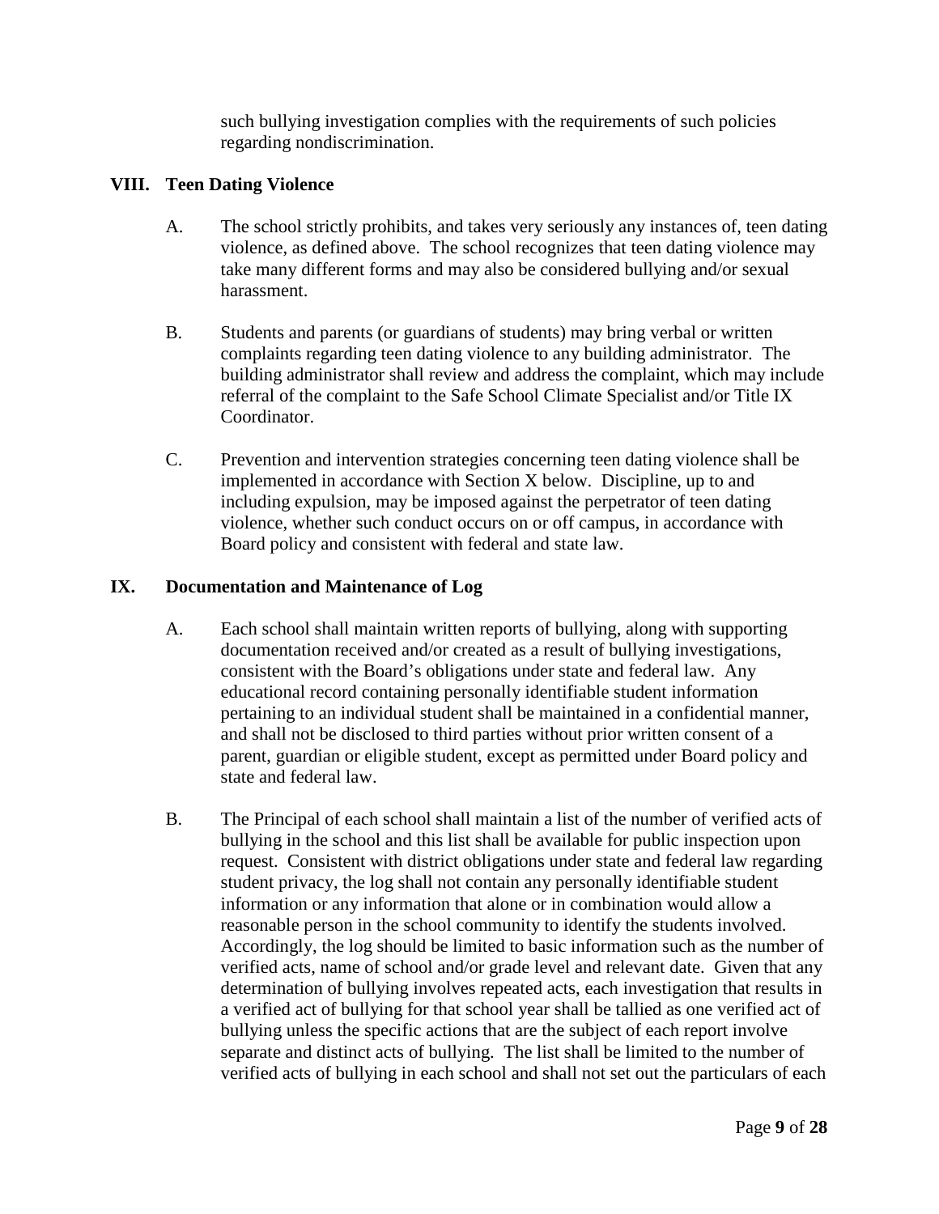such bullying investigation complies with the requirements of such policies regarding nondiscrimination.

## VIII. Teen Dating Violence

A. The school strictly prohibits, and takes very seriously any instances of, teen dating violence, as defined above. The school recognizes that teen dating violence may take many different forms and may also be considered bullying and/or sexual harassment.

B. Students and parents (or guardians of students) may bring verbal or written complaints regarding teen dating violence to any building administrator. The building administrator shall review and address the complaint, which may include referral of the complaint to the Safe School Climate Specialist and/or Title IX Coordinator.

C. Prevention and intervention strategies concerning teen dating violence shall be implemented in accordance with Section X below. Discipline, up to and including expulsion, may be imposed against the perpetrator of teen dating violence, whether such conduct occurs on or off campus, in accordance with Board policy and consistent with federal and state law.

## IX. Documentation and Maintenance of Log

A. Each school shall maintain written reports of bullying, along with supporting documentation received and/or created as a result of bullying investigations, consistent with the Board's obligations under state and federal law. Any educational record containing personally identifiable student information pertaining to an individual student shall be maintained in a confidential manner, and shall not be disclosed to third parties without prior written consent of a parent, guardian or eligible student, except as permitted under Board policy and state and federal law.

B. The Principal of each school shall maintain a list of the number of verified acts of bullying in the school and this list shall be available for public inspection upon request. Consistent with district obligations under state and federal law regarding student privacy, the log shall not contain any personally identifiable student information or any information that alone or in combination would allow a reasonable person in the school community to identify the students involved. Accordingly, the log should be limited to basic information such as the number of verified acts, name of school and/or grade level and relevant date. Given that any determination of bullying involves repeated acts, each investigation that results in a verified act of bullying for that school year shall be tallied as one verified act of bullying unless the specific actions that are the subject of each report involve separate and distinct acts of bullying. The list shall be limited to the number of verified acts of bullying in each school and shall not set out the particulars of each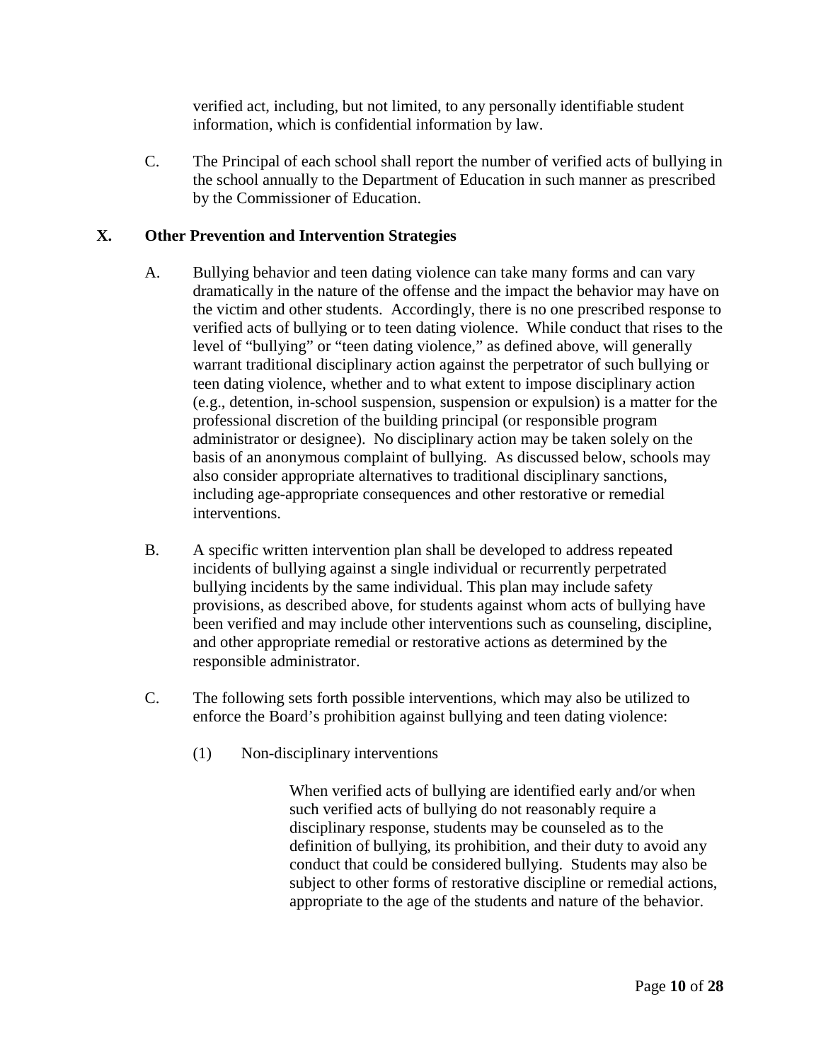verified act, including, but not limited, to any personally identifiable student information, which is confidential information by law.

C. The Principal of each school shall report the number of verified acts of bullying in the school annually to the Department of Education in such manner as prescribed by the Commissioner of Education.

## X. Other Prevention and Intervention Strategies

A. Bullying behavior and teen dating violence can take many forms and can vary dramatically in the nature of the offense and the impact the behavior may have on the victim and other students. Accordingly, there is no one prescribed response to verified acts of bullying or to teen dating violence. While conduct that rises to the level of "bullying" or "teen dating violence," as defined above, will generally warrant traditional disciplinary action against the perpetrator of such bullying or teen dating violence, whether and to what extent to impose disciplinary action (e.g., detention, in-school suspension, suspension or expulsion) is a matter for the professional discretion of the building principal (or responsible program administrator or designee). No disciplinary action may be taken solely on the basis of an anonymous complaint of bullying. As discussed below, schools may also consider appropriate alternatives to traditional disciplinary sanctions, including age-appropriate consequences and other restorative or remedial interventions.

B. A specific written intervention plan shall be developed to address repeated incidents of bullying against a single individual or recurrently perpetrated bullying incidents by the same individual. This plan may include safety provisions, as described above, for students against whom acts of bullying have been verified and may include other interventions such as counseling, discipline, and other appropriate remedial or restorative actions as determined by the responsible administrator.

C. The following sets forth possible interventions, which may also be utilized to enforce the Board's prohibition against bullying and teen dating violence:

(1) Non-disciplinary interventions

When verified acts of bullying are identified early and/or when such verified acts of bullying do not reasonably require a disciplinary response, students may be counseled as to the definition of bullying, its prohibition, and their duty to avoid any conduct that could be considered bullying. Students may also be subject to other forms of restorative discipline or remedial actions, appropriate to the age of the students and nature of the behavior.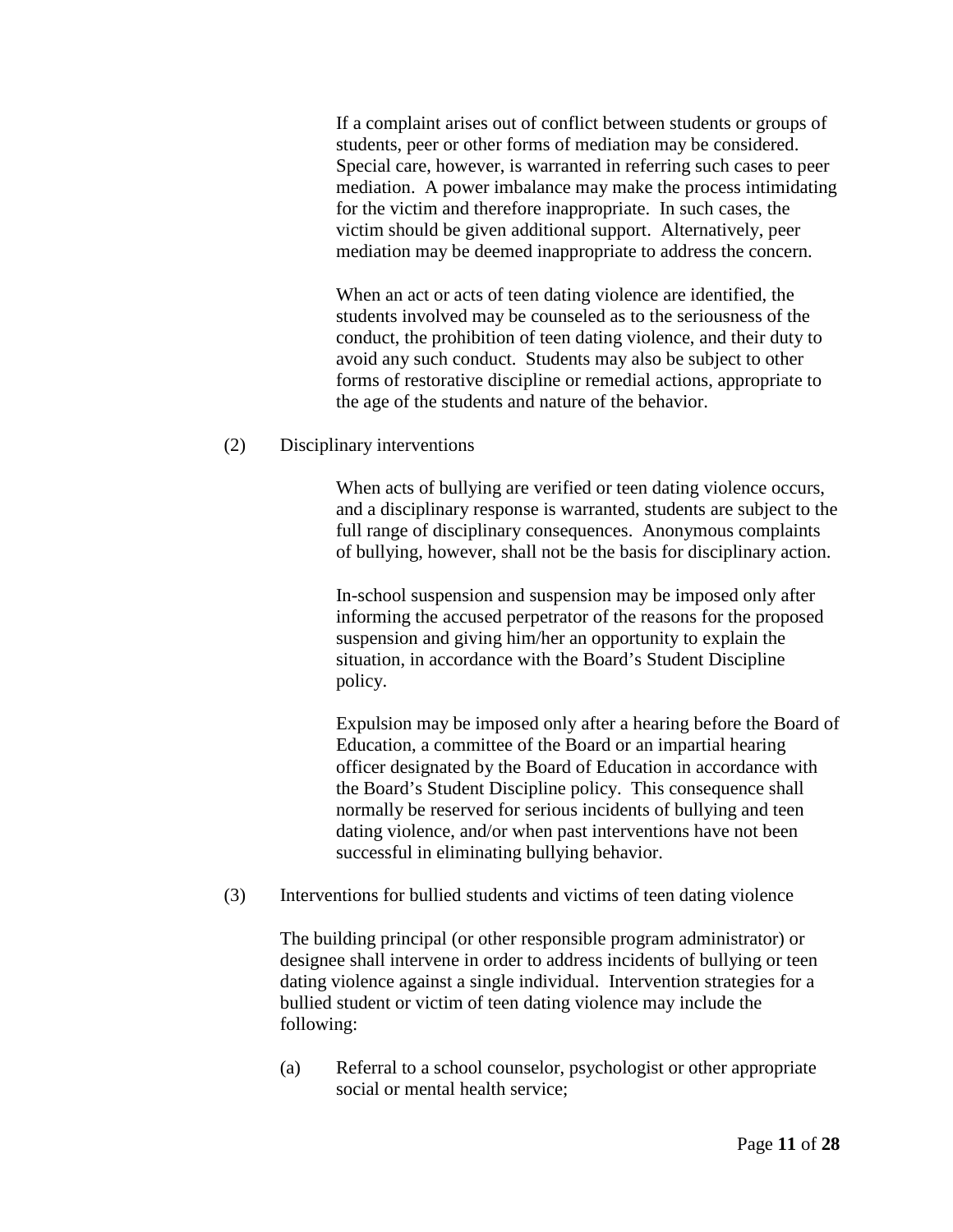If a complaint arises out of conflict between students or groups of students, peer or other forms of mediation may be considered. Special care, however, is warranted in referring such cases to peer mediation. A power imbalance may make the process intimidating for the victim and therefore inappropriate. In such cases, the victim should be given additional support. Alternatively, peer mediation may be deemed inappropriate to address the concern.

When an act or acts of teen dating violence are identified, the students involved may be counseled as to the seriousness of the conduct, the prohibition of teen dating violence, and their duty to avoid any such conduct. Students may also be subject to other forms of restorative discipline or remedial actions, appropriate to the age of the students and nature of the behavior.

(2) Disciplinary interventions

When acts of bullying are verified or teen dating violence occurs, and a disciplinary response is warranted, students are subject to the full range of disciplinary consequences. Anonymous complaints of bullying, however, shall not be the basis for disciplinary action.

In-school suspension and suspension may be imposed only after informing the accused perpetrator of the reasons for the proposed suspension and giving him/her an opportunity to explain the situation, in accordance with the Board's Student Discipline policy.

Expulsion may be imposed only after a hearing before the Board of Education, a committee of the Board or an impartial hearing officer designated by the Board of Education in accordance with the Board's Student Discipline policy. This consequence shall normally be reserved for serious incidents of bullying and teen dating violence, and/or when past interventions have not been successful in eliminating bullying behavior.

(3) Interventions for bullied students and victims of teen dating violence

The building principal (or other responsible program administrator) or designee shall intervene in order to address incidents of bullying or teen dating violence against a single individual. Intervention strategies for a bullied student or victim of teen dating violence may include the following:

(a) Referral to a school counselor, psychologist or other appropriate social or mental health service;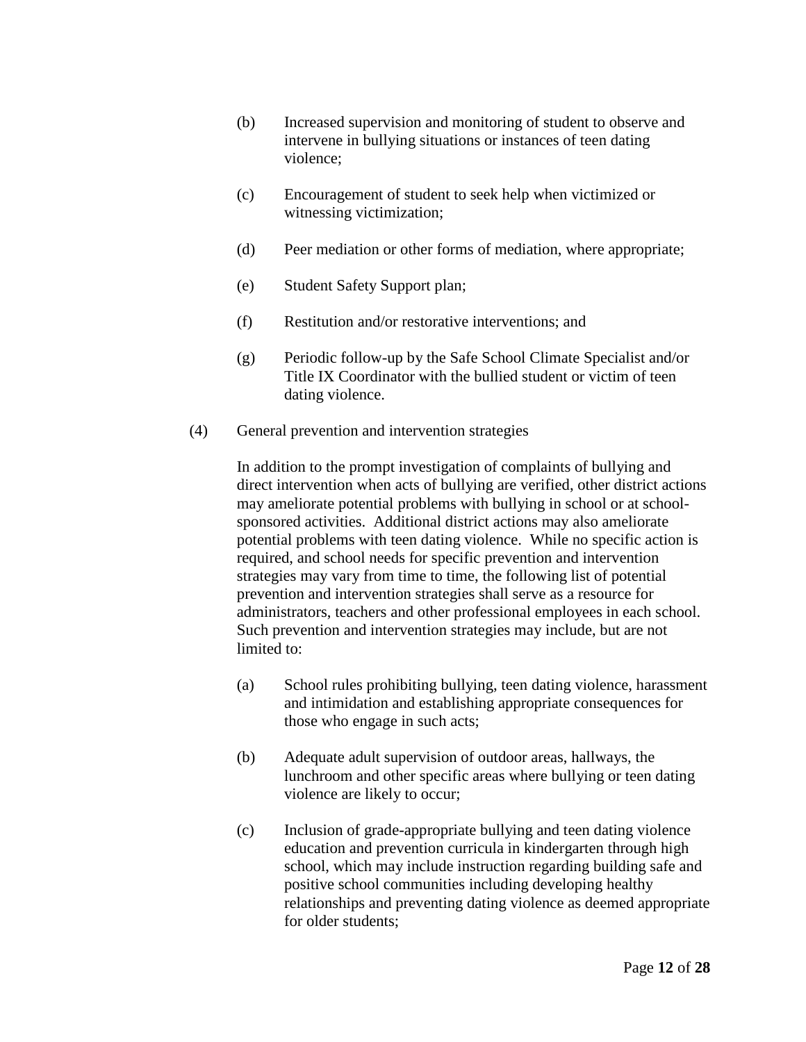(b) Increased supervision and monitoring of student to observe and intervene in bullying situations or instances of teen dating violence;

(c) Encouragement of student to seek help when victimized or witnessing victimization;

(d) Peer mediation or other forms of mediation, where appropriate;

(e) Student Safety Support plan;

(f) Restitution and/or restorative interventions; and

(g) Periodic follow-up by the Safe School Climate Specialist and/or Title IX Coordinator with the bullied student or victim of teen dating violence.

(4) General prevention and intervention strategies

In addition to the prompt investigation of complaints of bullying and direct intervention when acts of bullying are verified, other district actions may ameliorate potential problems with bullying in school or at school-sponsored activities. Additional district actions may also ameliorate potential problems with teen dating violence. While no specific action is required, and school needs for specific prevention and intervention strategies may vary from time to time, the following list of potential prevention and intervention strategies shall serve as a resource for administrators, teachers and other professional employees in each school. Such prevention and intervention strategies may include, but are not limited to:

(a) School rules prohibiting bullying, teen dating violence, harassment and intimidation and establishing appropriate consequences for those who engage in such acts;

(b) Adequate adult supervision of outdoor areas, hallways, the lunchroom and other specific areas where bullying or teen dating violence are likely to occur;

(c) Inclusion of grade-appropriate bullying and teen dating violence education and prevention curricula in kindergarten through high school, which may include instruction regarding building safe and positive school communities including developing healthy relationships and preventing dating violence as deemed appropriate for older students;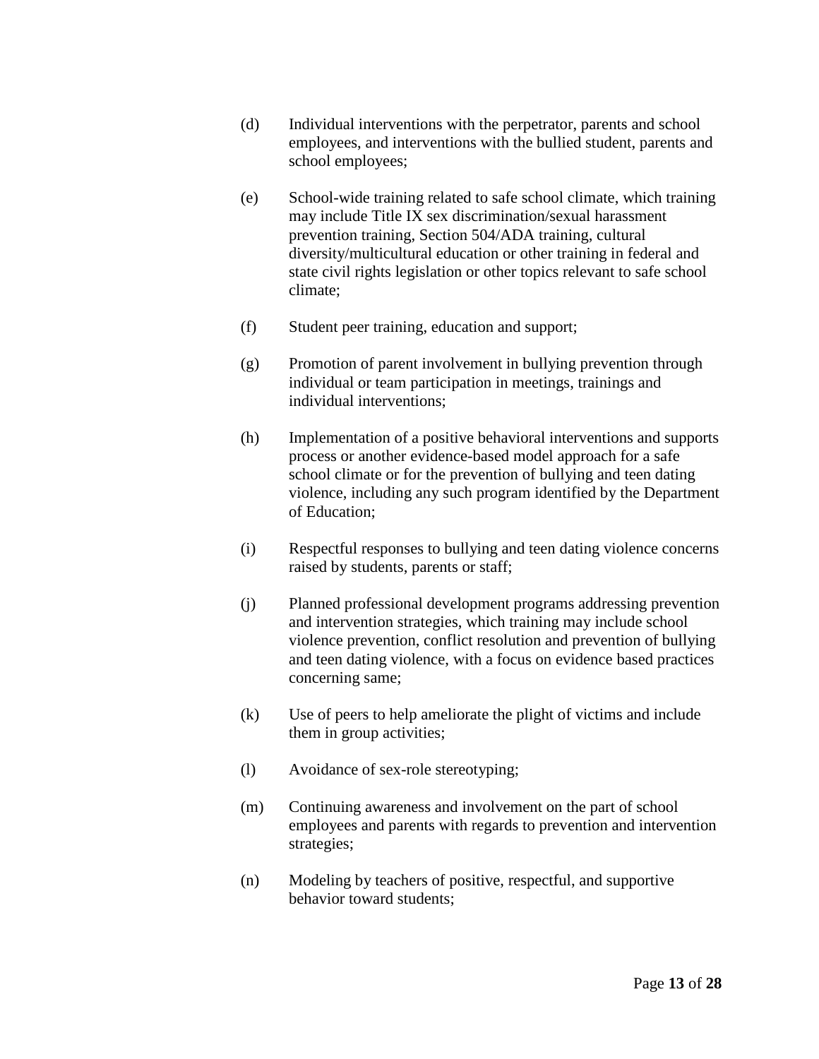(d) Individual interventions with the perpetrator, parents and school employees, and interventions with the bullied student, parents and school employees;

(e) School-wide training related to safe school climate, which training may include Title IX sex discrimination/sexual harassment prevention training, Section 504/ADA training, cultural diversity/multicultural education or other training in federal and state civil rights legislation or other topics relevant to safe school climate;

(f) Student peer training, education and support;

(g) Promotion of parent involvement in bullying prevention through individual or team participation in meetings, trainings and individual interventions;

(h) Implementation of a positive behavioral interventions and supports process or another evidence-based model approach for a safe school climate or for the prevention of bullying and teen dating violence, including any such program identified by the Department of Education;

(i) Respectful responses to bullying and teen dating violence concerns raised by students, parents or staff;

(j) Planned professional development programs addressing prevention and intervention strategies, which training may include school violence prevention, conflict resolution and prevention of bullying and teen dating violence, with a focus on evidence based practices concerning same;

(k) Use of peers to help ameliorate the plight of victims and include them in group activities;

(l) Avoidance of sex-role stereotyping;

(m) Continuing awareness and involvement on the part of school employees and parents with regards to prevention and intervention strategies;

(n) Modeling by teachers of positive, respectful, and supportive behavior toward students;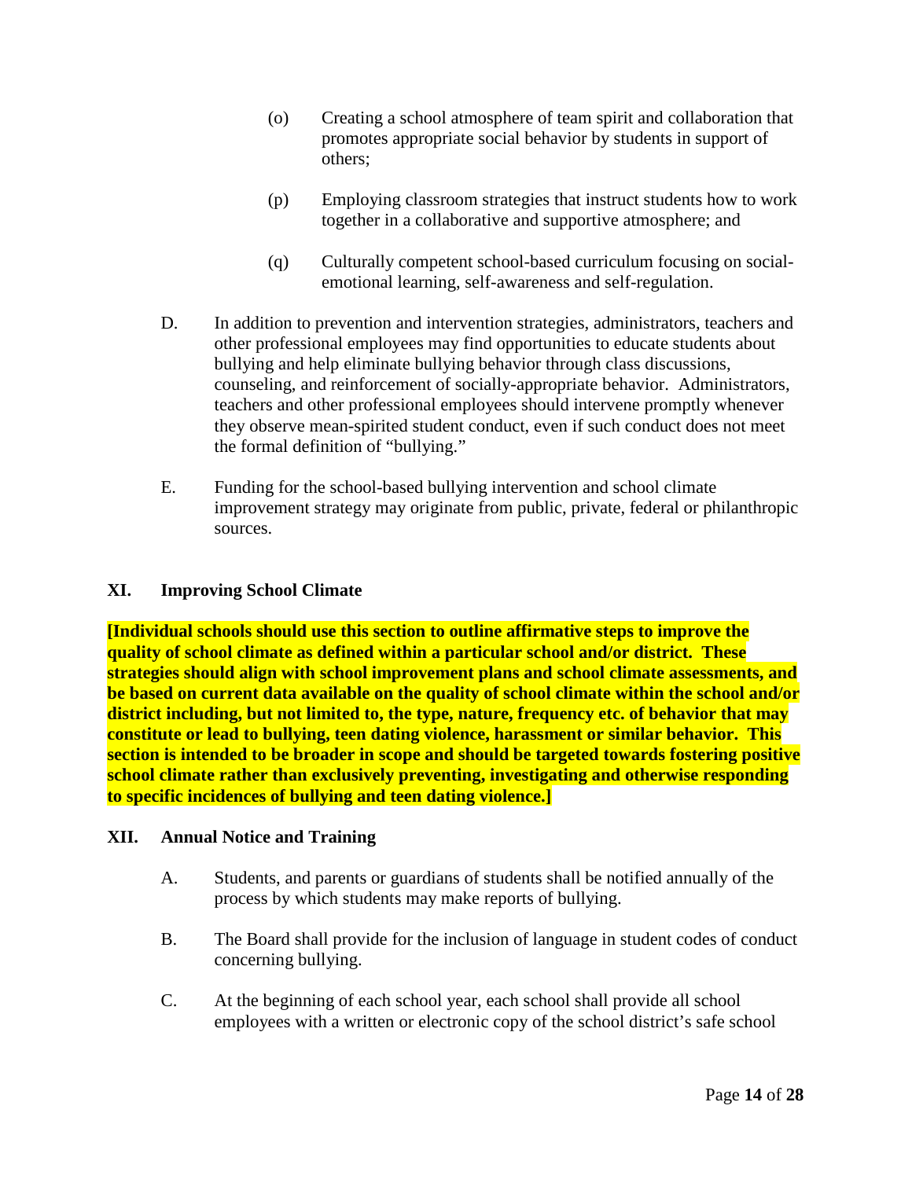(o) Creating a school atmosphere of team spirit and collaboration that promotes appropriate social behavior by students in support of others;

(p) Employing classroom strategies that instruct students how to work together in a collaborative and supportive atmosphere; and

(q) Culturally competent school-based curriculum focusing on social-emotional learning, self-awareness and self-regulation.

D. In addition to prevention and intervention strategies, administrators, teachers and other professional employees may find opportunities to educate students about bullying and help eliminate bullying behavior through class discussions, counseling, and reinforcement of socially-appropriate behavior. Administrators, teachers and other professional employees should intervene promptly whenever they observe mean-spirited student conduct, even if such conduct does not meet the formal definition of "bullying."

E. Funding for the school-based bullying intervention and school climate improvement strategy may originate from public, private, federal or philanthropic sources.

## XI. Improving School Climate

**[Individual schools should use this section to outline affirmative steps to improve the quality of school climate as defined within a particular school and/or district. These strategies should align with school improvement plans and school climate assessments, and be based on current data available on the quality of school climate within the school and/or district including, but not limited to, the type, nature, frequency etc. of behavior that may constitute or lead to bullying, teen dating violence, harassment or similar behavior. This section is intended to be broader in scope and should be targeted towards fostering positive school climate rather than exclusively preventing, investigating and otherwise responding to specific incidences of bullying and teen dating violence.]**

## XII. Annual Notice and Training

A. Students, and parents or guardians of students shall be notified annually of the process by which students may make reports of bullying.

B. The Board shall provide for the inclusion of language in student codes of conduct concerning bullying.

C. At the beginning of each school year, each school shall provide all school employees with a written or electronic copy of the school district's safe school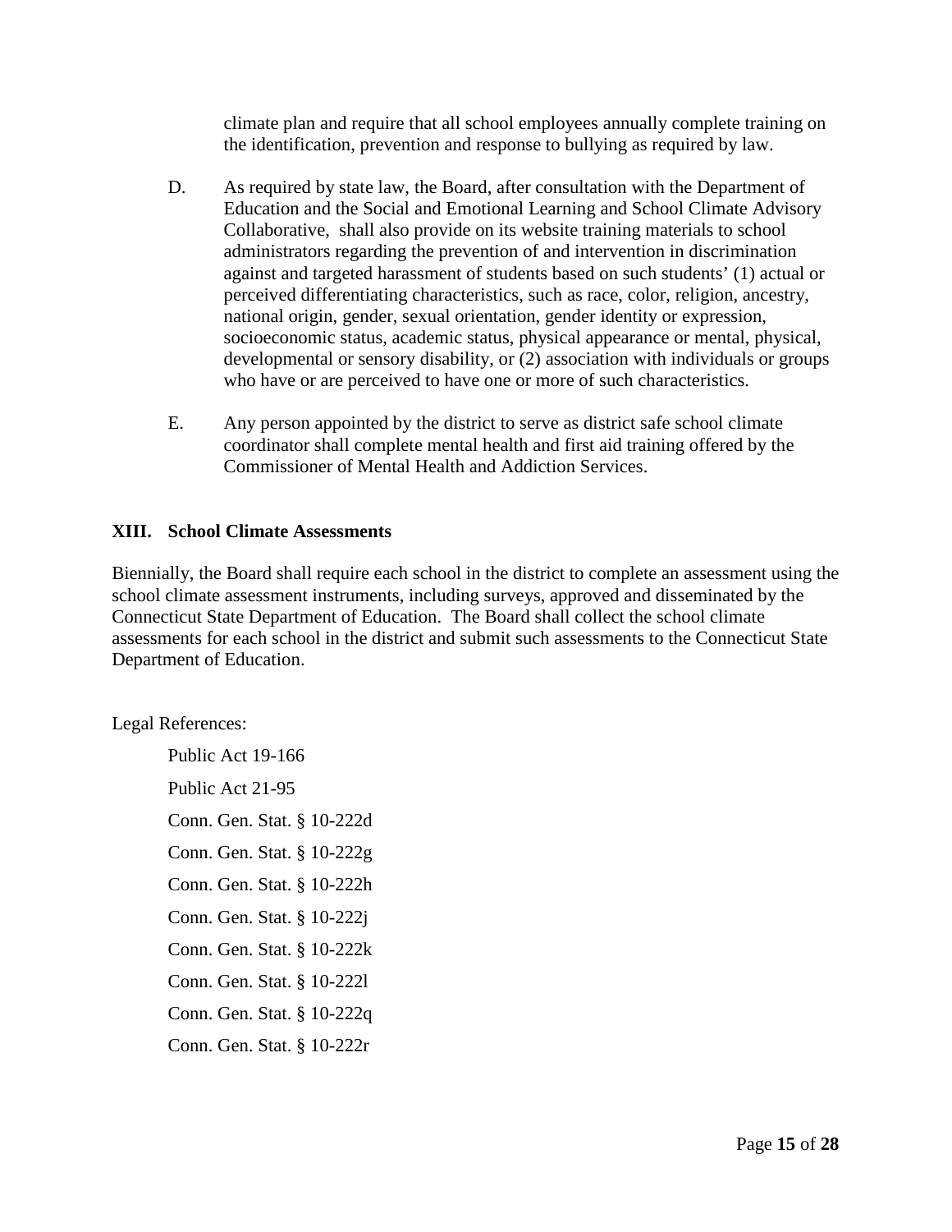climate plan and require that all school employees annually complete training on the identification, prevention and response to bullying as required by law.

D. As required by state law, the Board, after consultation with the Department of Education and the Social and Emotional Learning and School Climate Advisory Collaborative, shall also provide on its website training materials to school administrators regarding the prevention of and intervention in discrimination against and targeted harassment of students based on such students' (1) actual or perceived differentiating characteristics, such as race, color, religion, ancestry, national origin, gender, sexual orientation, gender identity or expression, socioeconomic status, academic status, physical appearance or mental, physical, developmental or sensory disability, or (2) association with individuals or groups who have or are perceived to have one or more of such characteristics.

E. Any person appointed by the district to serve as district safe school climate coordinator shall complete mental health and first aid training offered by the Commissioner of Mental Health and Addiction Services.

## XIII. School Climate Assessments

Biennially, the Board shall require each school in the district to complete an assessment using the school climate assessment instruments, including surveys, approved and disseminated by the Connecticut State Department of Education. The Board shall collect the school climate assessments for each school in the district and submit such assessments to the Connecticut State Department of Education.

Legal References:

Public Act 19-166

Public Act 21-95

Conn. Gen. Stat. § 10-222d

Conn. Gen. Stat. § 10-222g

Conn. Gen. Stat. § 10-222h

Conn. Gen. Stat. § 10-222j

Conn. Gen. Stat. § 10-222k

Conn. Gen. Stat. § 10-222l

Conn. Gen. Stat. § 10-222q

Conn. Gen. Stat. § 10-222r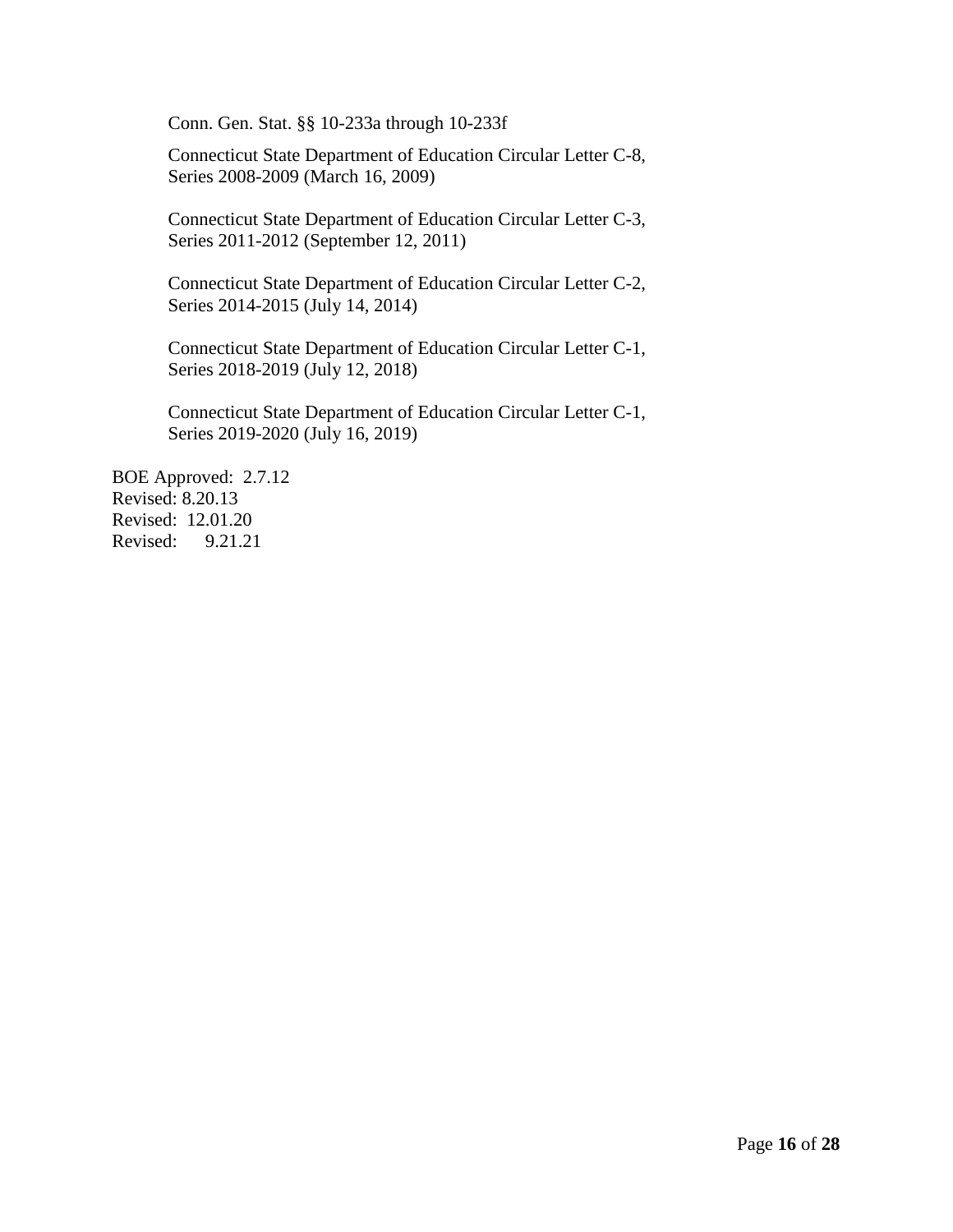Conn. Gen. Stat. §§ 10-233a through 10-233f

Connecticut State Department of Education Circular Letter C-8, Series 2008-2009 (March 16, 2009)

Connecticut State Department of Education Circular Letter C-3, Series 2011-2012 (September 12, 2011)

Connecticut State Department of Education Circular Letter C-2, Series 2014-2015 (July 14, 2014)

Connecticut State Department of Education Circular Letter C-1, Series 2018-2019 (July 12, 2018)

Connecticut State Department of Education Circular Letter C-1, Series 2019-2020 (July 16, 2019)

BOE Approved: 2.7.12
Revised: 8.20.13
Revised: 12.01.20
Revised: 9.21.21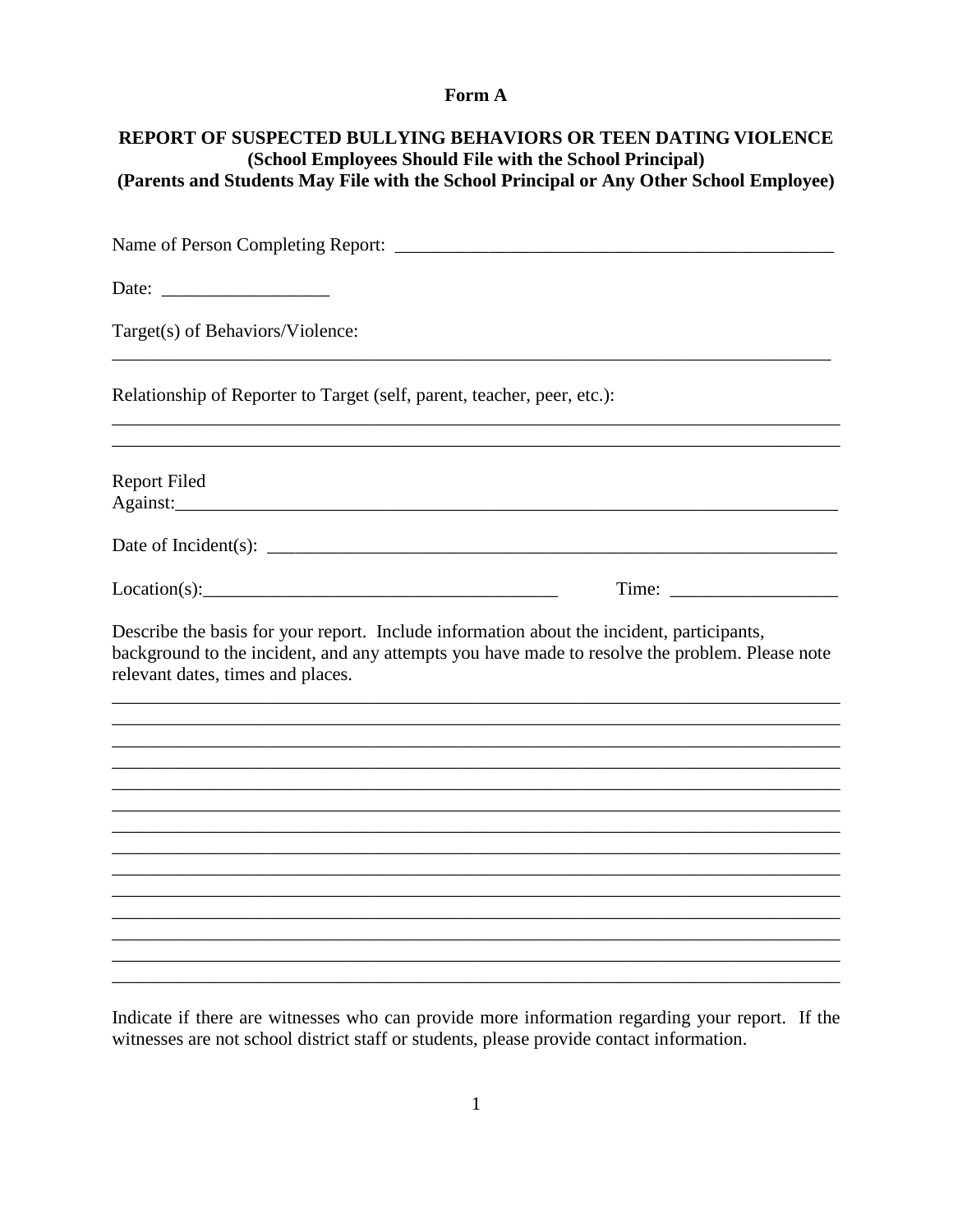**Form A**

**REPORT OF SUSPECTED BULLYING BEHAVIORS OR TEEN DATING VIOLENCE**
**(School Employees Should File with the School Principal)**
**(Parents and Students May File with the School Principal or Any Other School Employee)**

Name of Person Completing Report: ________________________________________________

Date: __________________

Target(s) of Behaviors/Violence:
________________________________________________________________________________

Relationship of Reporter to Target (self, parent, teacher, peer, etc.):
________________________________________________________________________________
________________________________________________________________________________

Report Filed Against:__________________________________________________________________

Date of Incident(s): ____________________________________________________________

Location(s):______________________________________ Time: __________________

Describe the basis for your report. Include information about the incident, participants, background to the incident, and any attempts you have made to resolve the problem. Please note relevant dates, times and places.

________________________________________________________________________________
________________________________________________________________________________
________________________________________________________________________________
________________________________________________________________________________
________________________________________________________________________________
________________________________________________________________________________
________________________________________________________________________________
________________________________________________________________________________
________________________________________________________________________________
________________________________________________________________________________
________________________________________________________________________________
________________________________________________________________________________
________________________________________________________________________________
________________________________________________________________________________

Indicate if there are witnesses who can provide more information regarding your report. If the witnesses are not school district staff or students, please provide contact information.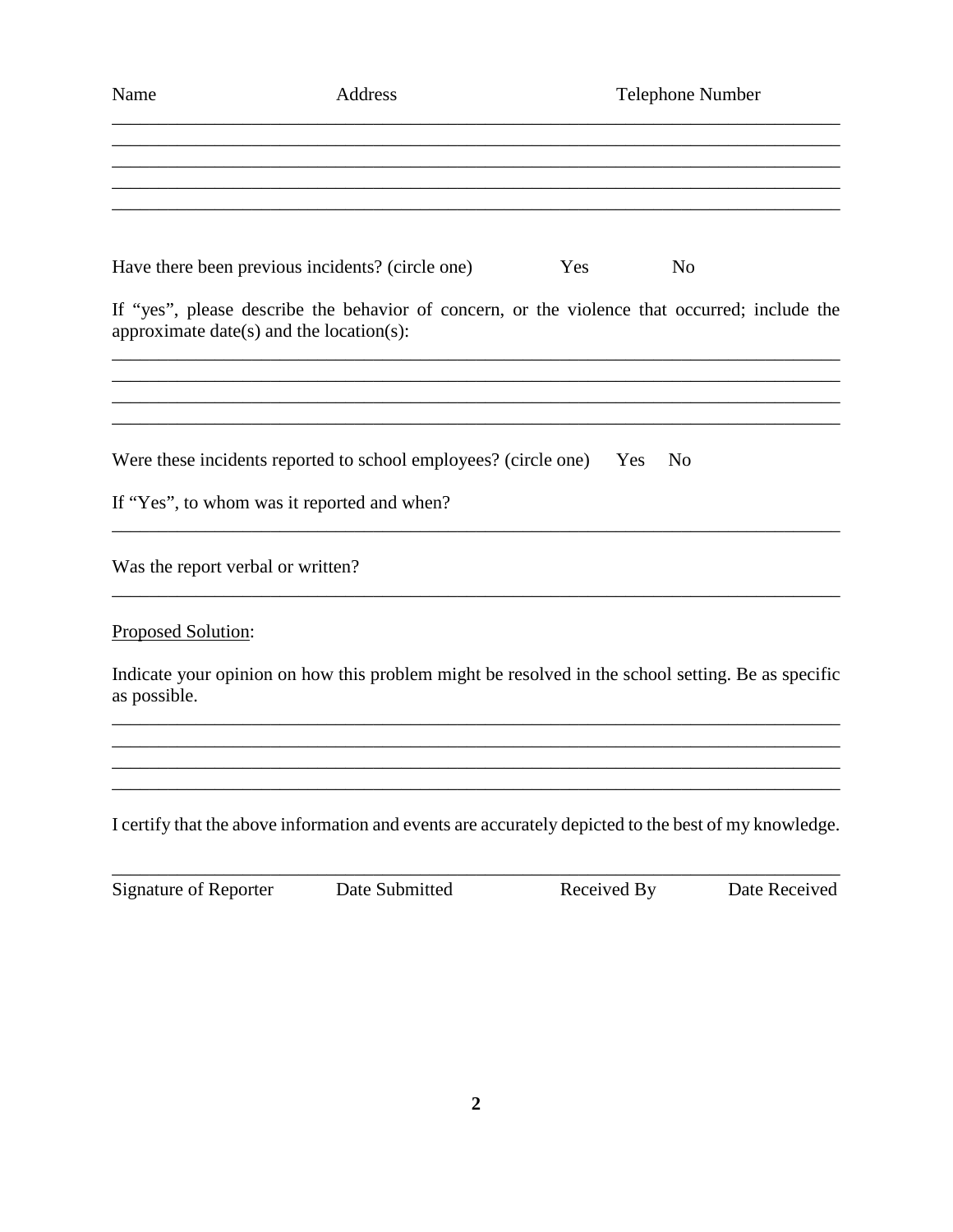| Name | Address | Telephone Number |
|---|---|---|
| | | |
| | | |
| | | |
| | | |
| | | |

Have there been previous incidents? (circle one) Yes No

If "yes", please describe the behavior of concern, or the violence that occurred; include the approximate date(s) and the location(s):

_______________________________________________________________________________

_______________________________________________________________________________

_______________________________________________________________________________

_______________________________________________________________________________

Were these incidents reported to school employees? (circle one) Yes No

If "Yes", to whom was it reported and when?

_______________________________________________________________________________

Was the report verbal or written?

_______________________________________________________________________________

Proposed Solution:

Indicate your opinion on how this problem might be resolved in the school setting. Be as specific as possible.

_______________________________________________________________________________

_______________________________________________________________________________

_______________________________________________________________________________

_______________________________________________________________________________

I certify that the above information and events are accurately depicted to the best of my knowledge.

_______________________________________________________________________________

Signature of Reporter Date Submitted Received By Date Received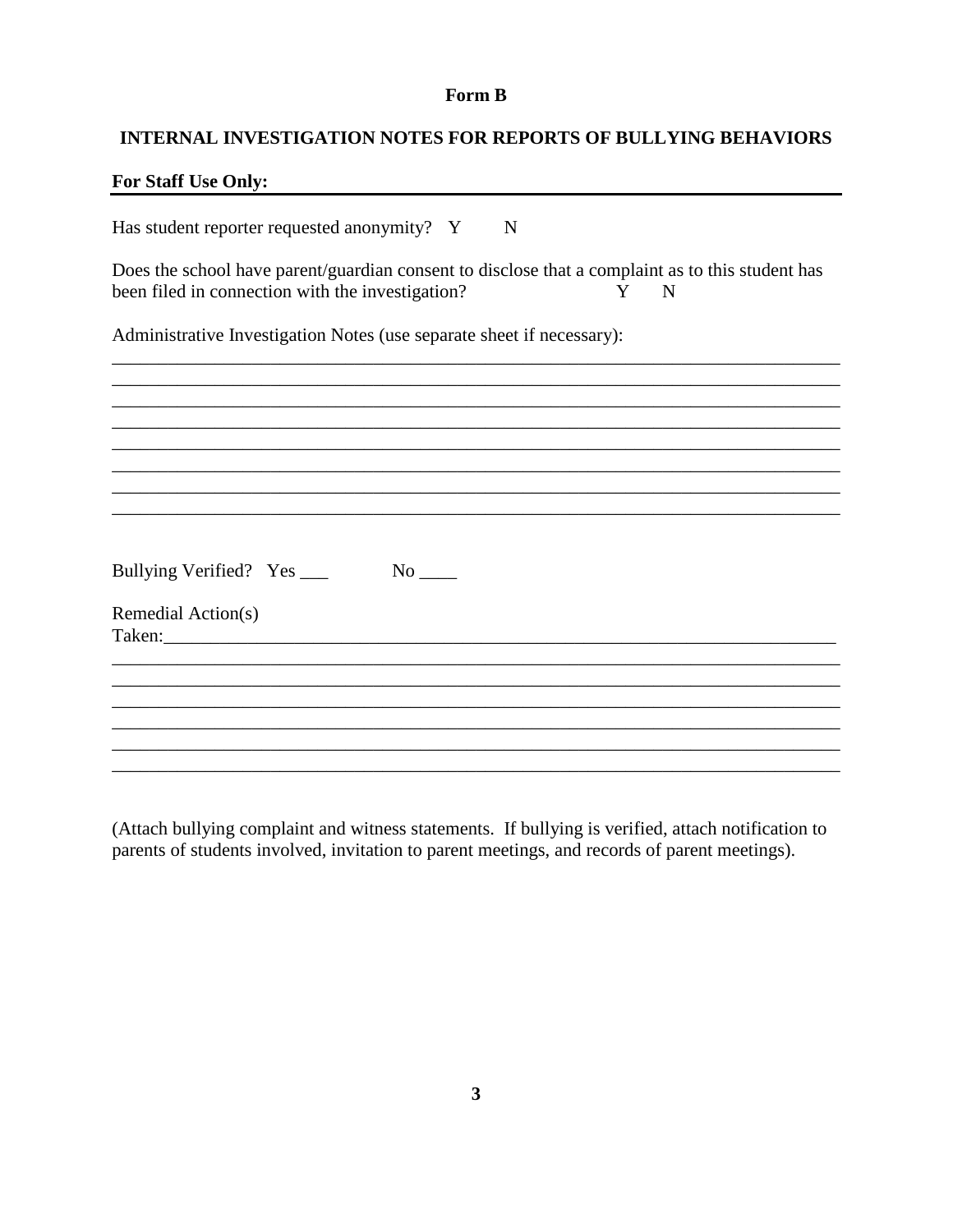**Form B**

## INTERNAL INVESTIGATION NOTES FOR REPORTS OF BULLYING BEHAVIORS

**For Staff Use Only:**

---

Has student reporter requested anonymity? Y N

Does the school have parent/guardian consent to disclose that a complaint as to this student has been filed in connection with the investigation? Y N

Administrative Investigation Notes (use separate sheet if necessary):

______________________________________________________________________________
______________________________________________________________________________
______________________________________________________________________________
______________________________________________________________________________
______________________________________________________________________________
______________________________________________________________________________
______________________________________________________________________________
______________________________________________________________________________

Bullying Verified? Yes ___ No ____

Remedial Action(s) Taken:______________________________________________________________________
______________________________________________________________________________
______________________________________________________________________________
______________________________________________________________________________
______________________________________________________________________________
______________________________________________________________________________
______________________________________________________________________________

(Attach bullying complaint and witness statements. If bullying is verified, attach notification to parents of students involved, invitation to parent meetings, and records of parent meetings).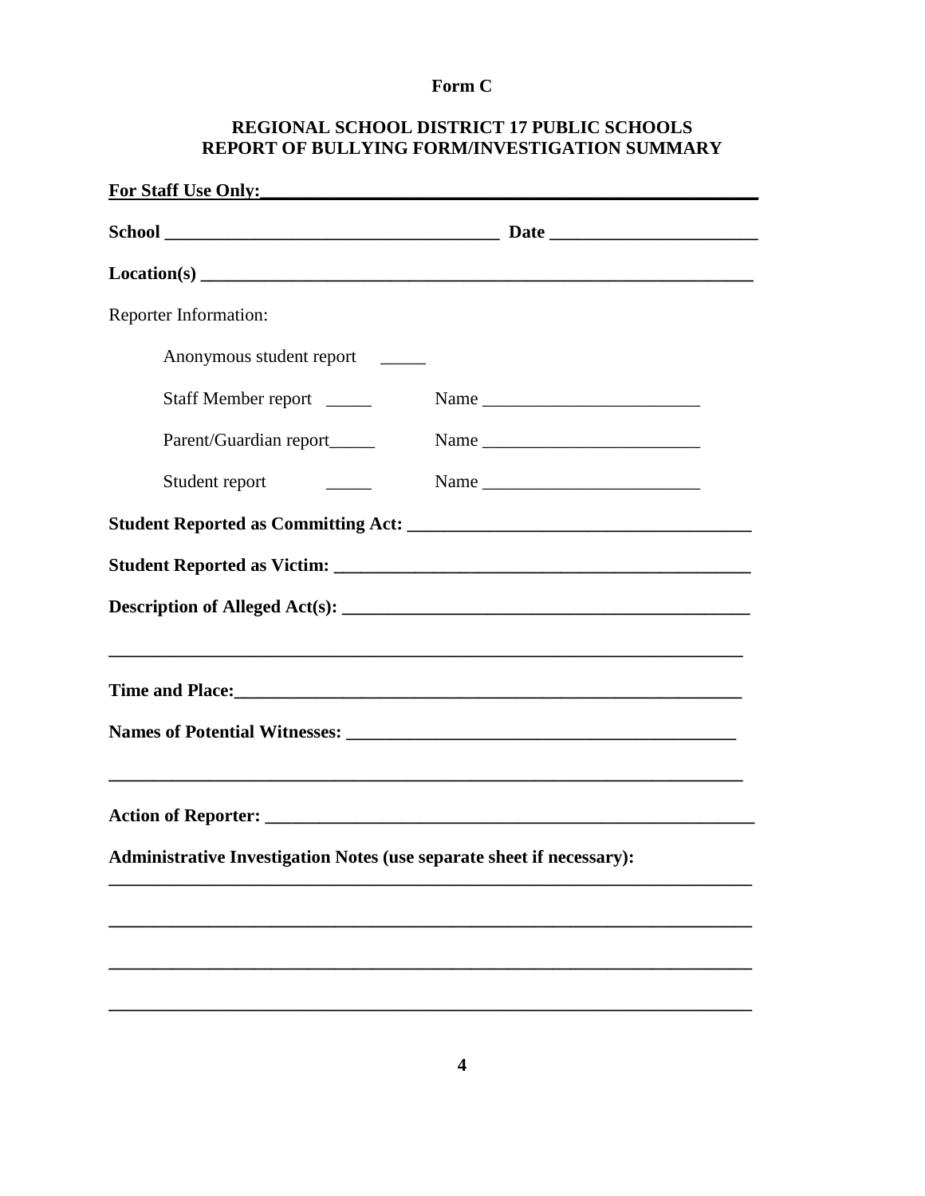**Form C**

**REGIONAL SCHOOL DISTRICT 17 PUBLIC SCHOOLS**
**REPORT OF BULLYING FORM/INVESTIGATION SUMMARY**

**For Staff Use Only:**______________________________________________________

**School** ____________________________________ **Date** ______________________

**Location(s)** ___________________________________________________________

Reporter Information:

Anonymous student report _____

Staff Member report _____ Name ________________________

Parent/Guardian report_____ Name ________________________

Student report _____ Name ________________________

**Student Reported as Committing Act:** _____________________________________

**Student Reported as Victim:** _____________________________________________

**Description of Alleged Act(s):** ___________________________________________

________________________________________________________________________

**Time and Place:**_________________________________________________________

**Names of Potential Witnesses:** ___________________________________________

________________________________________________________________________

**Action of Reporter:** ______________________________________________________

**Administrative Investigation Notes (use separate sheet if necessary):**

________________________________________________________________________

________________________________________________________________________

________________________________________________________________________

________________________________________________________________________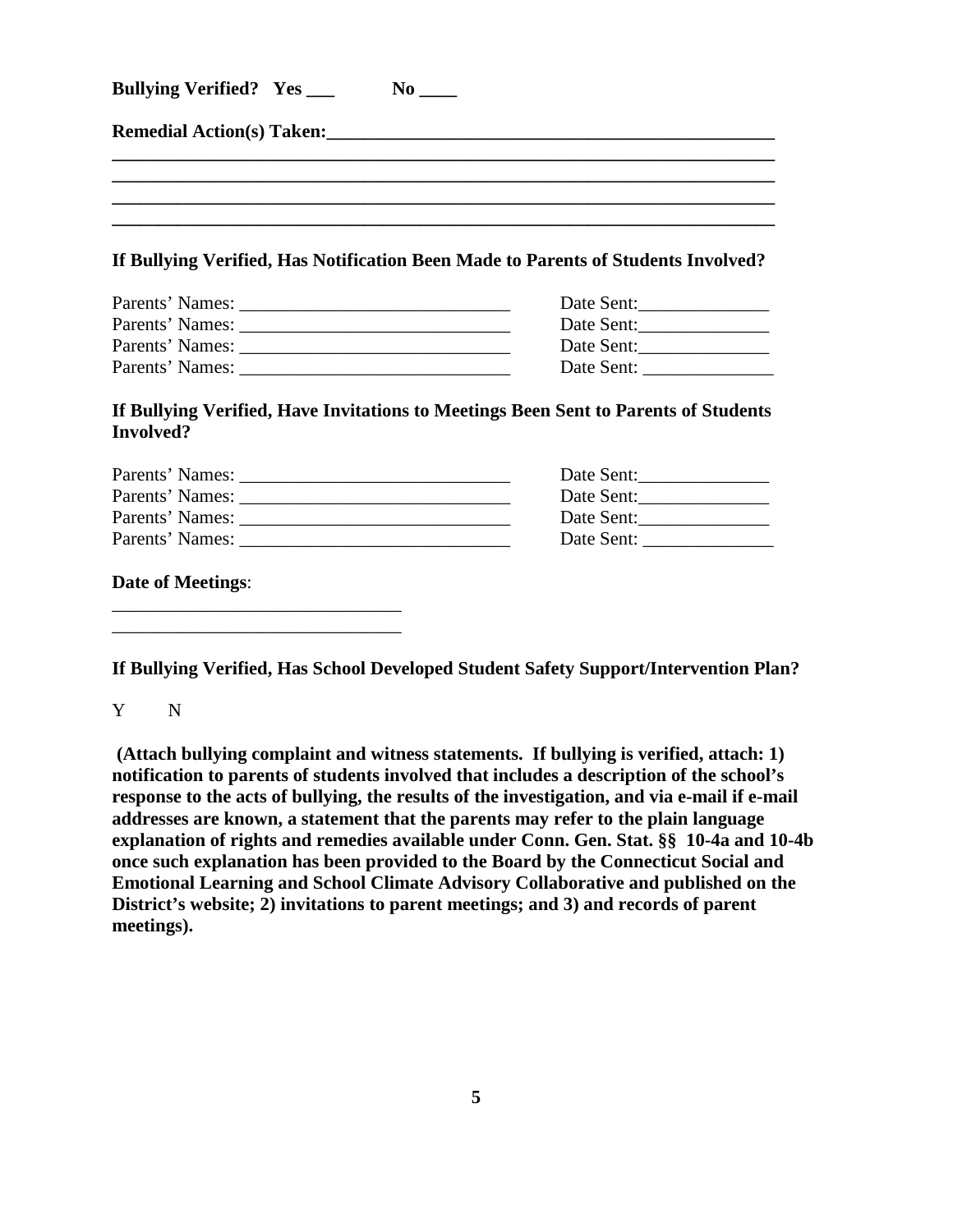**Bullying Verified? Yes \_\_\_ No \_\_\_\_**

**Remedial Action(s) Taken:\_\_\_\_\_\_\_\_\_\_\_\_\_\_\_\_\_\_\_\_\_\_\_\_\_\_\_\_\_\_\_\_\_\_\_\_\_\_\_\_\_\_\_\_\_\_\_\_\_\_\_\_\_**

\_\_\_\_\_\_\_\_\_\_\_\_\_\_\_\_\_\_\_\_\_\_\_\_\_\_\_\_\_\_\_\_\_\_\_\_\_\_\_\_\_\_\_\_\_\_\_\_\_\_\_\_\_\_\_\_\_\_\_\_\_\_\_\_\_\_\_\_\_\_\_\_\_\_\_\_\_\_

\_\_\_\_\_\_\_\_\_\_\_\_\_\_\_\_\_\_\_\_\_\_\_\_\_\_\_\_\_\_\_\_\_\_\_\_\_\_\_\_\_\_\_\_\_\_\_\_\_\_\_\_\_\_\_\_\_\_\_\_\_\_\_\_\_\_\_\_\_\_\_\_\_\_\_\_\_\_

\_\_\_\_\_\_\_\_\_\_\_\_\_\_\_\_\_\_\_\_\_\_\_\_\_\_\_\_\_\_\_\_\_\_\_\_\_\_\_\_\_\_\_\_\_\_\_\_\_\_\_\_\_\_\_\_\_\_\_\_\_\_\_\_\_\_\_\_\_\_\_\_\_\_\_\_\_\_

\_\_\_\_\_\_\_\_\_\_\_\_\_\_\_\_\_\_\_\_\_\_\_\_\_\_\_\_\_\_\_\_\_\_\_\_\_\_\_\_\_\_\_\_\_\_\_\_\_\_\_\_\_\_\_\_\_\_\_\_\_\_\_\_\_\_\_\_\_\_\_\_\_\_\_\_\_\_

**If Bullying Verified, Has Notification Been Made to Parents of Students Involved?**

Parents' Names: \_\_\_\_\_\_\_\_\_\_\_\_\_\_\_\_\_\_\_\_\_\_\_\_\_\_\_\_\_\_ Date Sent:\_\_\_\_\_\_\_\_\_\_\_\_\_\_
Parents' Names: \_\_\_\_\_\_\_\_\_\_\_\_\_\_\_\_\_\_\_\_\_\_\_\_\_\_\_\_\_\_ Date Sent:\_\_\_\_\_\_\_\_\_\_\_\_\_\_
Parents' Names: \_\_\_\_\_\_\_\_\_\_\_\_\_\_\_\_\_\_\_\_\_\_\_\_\_\_\_\_\_\_ Date Sent:\_\_\_\_\_\_\_\_\_\_\_\_\_\_
Parents' Names: \_\_\_\_\_\_\_\_\_\_\_\_\_\_\_\_\_\_\_\_\_\_\_\_\_\_\_\_\_\_ Date Sent: \_\_\_\_\_\_\_\_\_\_\_\_\_\_

**If Bullying Verified, Have Invitations to Meetings Been Sent to Parents of Students Involved?**

Parents' Names: \_\_\_\_\_\_\_\_\_\_\_\_\_\_\_\_\_\_\_\_\_\_\_\_\_\_\_\_\_\_ Date Sent:\_\_\_\_\_\_\_\_\_\_\_\_\_\_
Parents' Names: \_\_\_\_\_\_\_\_\_\_\_\_\_\_\_\_\_\_\_\_\_\_\_\_\_\_\_\_\_\_ Date Sent:\_\_\_\_\_\_\_\_\_\_\_\_\_\_
Parents' Names: \_\_\_\_\_\_\_\_\_\_\_\_\_\_\_\_\_\_\_\_\_\_\_\_\_\_\_\_\_\_ Date Sent:\_\_\_\_\_\_\_\_\_\_\_\_\_\_
Parents' Names: \_\_\_\_\_\_\_\_\_\_\_\_\_\_\_\_\_\_\_\_\_\_\_\_\_\_\_\_\_\_ Date Sent: \_\_\_\_\_\_\_\_\_\_\_\_\_\_

**Date of Meetings**:

\_\_\_\_\_\_\_\_\_\_\_\_\_\_\_\_\_\_\_\_\_\_\_\_\_\_\_\_\_\_\_

\_\_\_\_\_\_\_\_\_\_\_\_\_\_\_\_\_\_\_\_\_\_\_\_\_\_\_\_\_\_\_

**If Bullying Verified, Has School Developed Student Safety Support/Intervention Plan?**

Y N

**(Attach bullying complaint and witness statements. If bullying is verified, attach: 1) notification to parents of students involved that includes a description of the school's response to the acts of bullying, the results of the investigation, and via e-mail if e-mail addresses are known, a statement that the parents may refer to the plain language explanation of rights and remedies available under Conn. Gen. Stat. §§ 10-4a and 10-4b once such explanation has been provided to the Board by the Connecticut Social and Emotional Learning and School Climate Advisory Collaborative and published on the District's website; 2) invitations to parent meetings; and 3) and records of parent meetings).**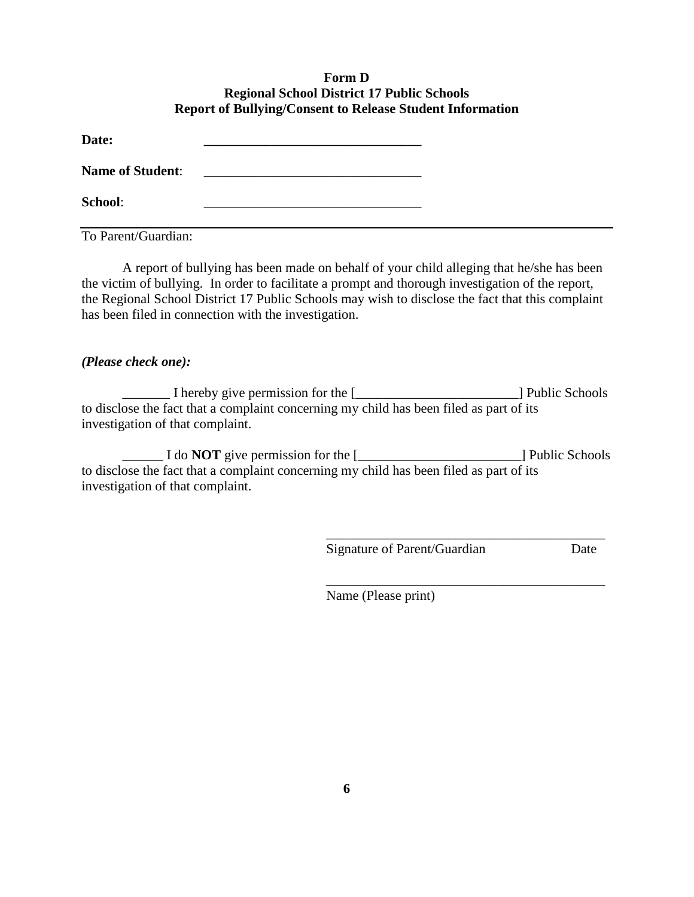**Form D**
**Regional School District 17 Public Schools**
**Report of Bullying/Consent to Release Student Information**

**Date:** \_\_\_\_\_\_\_\_\_\_\_\_\_\_\_\_\_\_\_\_\_\_\_\_\_\_\_\_\_\_\_\_

**Name of Student**: \_\_\_\_\_\_\_\_\_\_\_\_\_\_\_\_\_\_\_\_\_\_\_\_\_\_\_\_\_\_\_\_

**School**: \_\_\_\_\_\_\_\_\_\_\_\_\_\_\_\_\_\_\_\_\_\_\_\_\_\_\_\_\_\_\_\_

---

To Parent/Guardian:

A report of bullying has been made on behalf of your child alleging that he/she has been the victim of bullying. In order to facilitate a prompt and thorough investigation of the report, the Regional School District 17 Public Schools may wish to disclose the fact that this complaint has been filed in connection with the investigation.

***(Please check one):***

\_\_\_\_\_\_\_ I hereby give permission for the [\_\_\_\_\_\_\_\_\_\_\_\_\_\_\_\_\_\_\_\_\_\_\_\_] Public Schools to disclose the fact that a complaint concerning my child has been filed as part of its investigation of that complaint.

\_\_\_\_\_\_ I do **NOT** give permission for the [\_\_\_\_\_\_\_\_\_\_\_\_\_\_\_\_\_\_\_\_\_\_\_\_] Public Schools to disclose the fact that a complaint concerning my child has been filed as part of its investigation of that complaint.

\_\_\_\_\_\_\_\_\_\_\_\_\_\_\_\_\_\_\_\_\_\_\_\_\_\_\_\_\_\_\_\_\_\_\_\_\_\_\_\_\_\_
Signature of Parent/Guardian Date

\_\_\_\_\_\_\_\_\_\_\_\_\_\_\_\_\_\_\_\_\_\_\_\_\_\_\_\_\_\_\_\_\_\_\_\_\_\_\_\_\_\_
Name (Please print)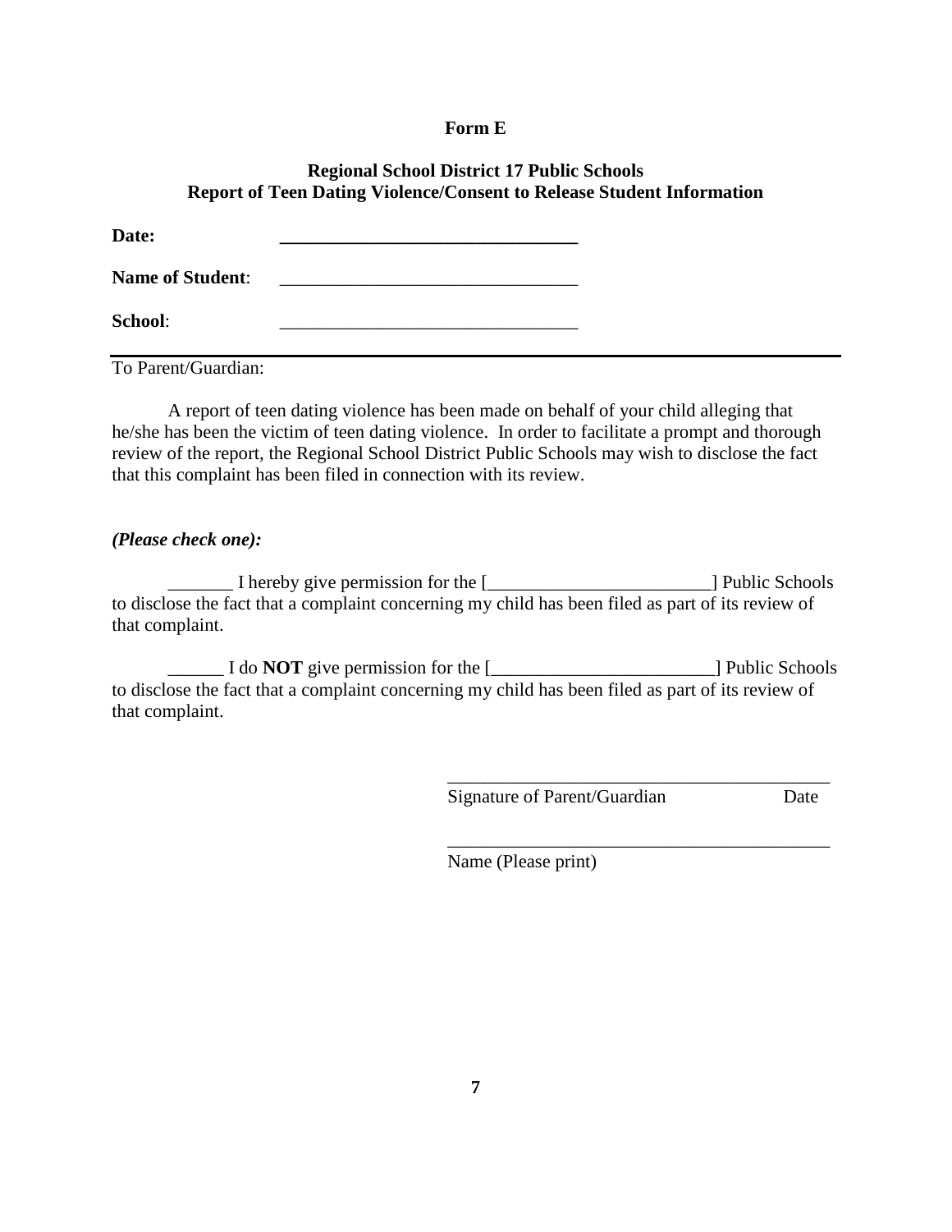**Form E**

**Regional School District 17 Public Schools**
**Report of Teen Dating Violence/Consent to Release Student Information**

**Date:** ________________________________

**Name of Student**: ________________________________

**School**: ________________________________

---

To Parent/Guardian:

A report of teen dating violence has been made on behalf of your child alleging that he/she has been the victim of teen dating violence. In order to facilitate a prompt and thorough review of the report, the Regional School District Public Schools may wish to disclose the fact that this complaint has been filed in connection with its review.

***(Please check one):***

_______ I hereby give permission for the [________________________] Public Schools to disclose the fact that a complaint concerning my child has been filed as part of its review of that complaint.

______ I do **NOT** give permission for the [________________________] Public Schools to disclose the fact that a complaint concerning my child has been filed as part of its review of that complaint.

__________________________________________
Signature of Parent/Guardian Date

__________________________________________
Name (Please print)